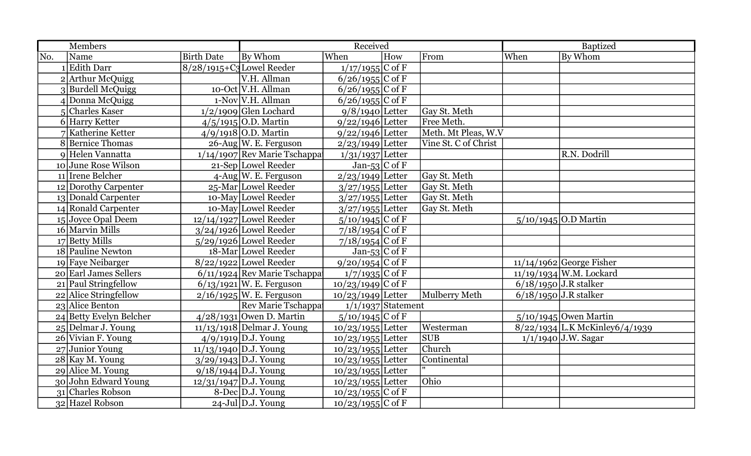| Members | | | Received | | | | Baptized | |
|---|---|---|---|---|---|---|---|---|
| No. | Name | Birth Date | By Whom | When | How | From | When | By Whom |
| 1 | Edith Darr | 8/28/1915+C3 | Lowel Reeder | 1/17/1955 | C of F | | | |
| 2 | Arthur McQuigg | | V.H. Allman | 6/26/1955 | C of F | | | |
| 3 | Burdell McQuigg | 10-Oct | V.H. Allman | 6/26/1955 | C of F | | | |
| 4 | Donna McQuigg | 1-Nov | V.H. Allman | 6/26/1955 | C of F | | | |
| 5 | Charles Kaser | 1/2/1909 | Glen Lochard | 9/8/1940 | Letter | Gay St. Meth | | |
| 6 | Harry Ketter | 4/5/1915 | O.D. Martin | 9/22/1946 | Letter | Free Meth. | | |
| 7 | Katherine Ketter | 4/9/1918 | O.D. Martin | 9/22/1946 | Letter | Meth. Mt Pleas, W.V | | |
| 8 | Bernice Thomas | 26-Aug | W. E. Ferguson | 2/23/1949 | Letter | Vine St. C of Christ | | |
| 9 | Helen Vannatta | 1/14/1907 | Rev Marie Tschappat | 1/31/1937 | Letter | | | R.N. Dodrill |
| 10 | June Rose Wilson | 21-Sep | Lowel Reeder | Jan-53 | C of F | | | |
| 11 | Irene Belcher | 4-Aug | W. E. Ferguson | 2/23/1949 | Letter | Gay St. Meth | | |
| 12 | Dorothy Carpenter | 25-Mar | Lowel Reeder | 3/27/1955 | Letter | Gay St. Meth | | |
| 13 | Donald Carpenter | 10-May | Lowel Reeder | 3/27/1955 | Letter | Gay St. Meth | | |
| 14 | Ronald Carpenter | 10-May | Lowel Reeder | 3/27/1955 | Letter | Gay St. Meth | | |
| 15 | Joyce Opal Deem | 12/14/1927 | Lowel Reeder | 5/10/1945 | C of F | | 5/10/1945 | O.D Martin |
| 16 | Marvin Mills | 3/24/1926 | Lowel Reeder | 7/18/1954 | C of F | | | |
| 17 | Betty Mills | 5/29/1926 | Lowel Reeder | 7/18/1954 | C of F | | | |
| 18 | Pauline Newton | 18-Mar | Lowel Reeder | Jan-53 | C of F | | | |
| 19 | Faye Neibarger | 8/22/1922 | Lowel Reeder | 9/20/1954 | C of F | | 11/14/1962 | George Fisher |
| 20 | Earl James Sellers | 6/11/1924 | Rev Marie Tschappat | 1/7/1935 | C of F | | 11/19/1934 | W.M. Lockard |
| 21 | Paul Stringfellow | 6/13/1921 | W. E. Ferguson | 10/23/1949 | C of F | | 6/18/1950 | J.R stalker |
| 22 | Alice Stringfellow | 2/16/1925 | W. E. Ferguson | 10/23/1949 | Letter | Mulberry Meth | 6/18/1950 | J.R stalker |
| 23 | Alice Benton | | Rev Marie Tschappat | 1/1/1937 | Statement | | | |
| 24 | Betty Evelyn Belcher | 4/28/1931 | Owen D. Martin | 5/10/1945 | C of F | | 5/10/1945 | Owen Martin |
| 25 | Delmar J. Young | 11/13/1918 | Delmar J. Young | 10/23/1955 | Letter | Westerman | 8/22/1934 | L.K McKinley6/4/1939 |
| 26 | Vivian F. Young | 4/9/1919 | D.J. Young | 10/23/1955 | Letter | SUB | 1/1/1940 | J.W. Sagar |
| 27 | Junior Young | 11/13/1940 | D.J. Young | 10/23/1955 | Letter | Church | | |
| 28 | Kay M. Young | 3/29/1943 | D.J. Young | 10/23/1955 | Letter | Continental | | |
| 29 | Alice M. Young | 9/18/1944 | D.J. Young | 10/23/1955 | Letter | " | | |
| 30 | John Edward Young | 12/31/1947 | D.J. Young | 10/23/1955 | Letter | Ohio | | |
| 31 | Charles Robson | 8-Dec | D.J. Young | 10/23/1955 | C of F | | | |
| 32 | Hazel Robson | 24-Jul | D.J. Young | 10/23/1955 | C of F | | | |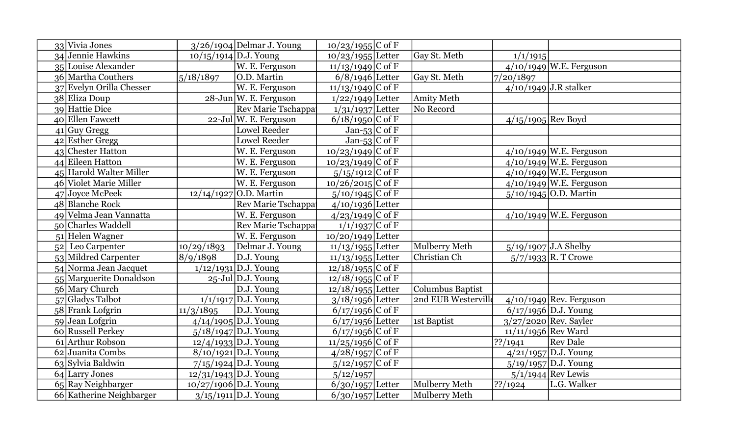| | | | | | | | | |
|---|---|---|---|---|---|---|---|---|
| 33 | Vivia Jones | 3/26/1904 | Delmar J. Young | 10/23/1955 | C of F | | | |
| 34 | Jennie Hawkins | 10/15/1914 | D.J. Young | 10/23/1955 | Letter | Gay St. Meth | 1/1/1915 | |
| 35 | Louise Alexander | | W. E. Ferguson | 11/13/1949 | C of F | | 4/10/1949 | W.E. Ferguson |
| 36 | Martha Couthers | 5/18/1897 | O.D. Martin | 6/8/1946 | Letter | Gay St. Meth | 7/20/1897 | |
| 37 | Evelyn Orilla Chesser | | W. E. Ferguson | 11/13/1949 | C of F | | 4/10/1949 | J.R stalker |
| 38 | Eliza Doup | 28-Jun | W. E. Ferguson | 1/22/1949 | Letter | Amity Meth | | |
| 39 | Hattie Dice | | Rev Marie Tschappat | 1/31/1937 | Letter | No Record | | |
| 40 | Ellen Fawcett | 22-Jul | W. E. Ferguson | 6/18/1950 | C of F | | 4/15/1905 | Rev Boyd |
| 41 | Guy Gregg | | Lowel Reeder | Jan-53 | C of F | | | |
| 42 | Esther Gregg | | Lowel Reeder | Jan-53 | C of F | | | |
| 43 | Chester Hatton | | W. E. Ferguson | 10/23/1949 | C of F | | 4/10/1949 | W.E. Ferguson |
| 44 | Eileen Hatton | | W. E. Ferguson | 10/23/1949 | C of F | | 4/10/1949 | W.E. Ferguson |
| 45 | Harold Walter Miller | | W. E. Ferguson | 5/15/1912 | C of F | | 4/10/1949 | W.E. Ferguson |
| 46 | Violet Marie Miller | | W. E. Ferguson | 10/26/2015 | C of F | | 4/10/1949 | W.E. Ferguson |
| 47 | Joyce McPeek | 12/14/1927 | O.D. Martin | 5/10/1945 | C of F | | 5/10/1945 | O.D. Martin |
| 48 | Blanche Rock | | Rev Marie Tschappat | 4/10/1936 | Letter | | | |
| 49 | Velma Jean Vannatta | | W. E. Ferguson | 4/23/1949 | C of F | | 4/10/1949 | W.E. Ferguson |
| 50 | Charles Waddell | | Rev Marie Tschappat | 1/1/1937 | C of F | | | |
| 51 | Helen Wagner | | W. E. Ferguson | 10/20/1949 | Letter | | | |
| 52 | Leo Carpenter | 10/29/1893 | Delmar J. Young | 11/13/1955 | Letter | Mulberry Meth | 5/19/1907 | J.A Shelby |
| 53 | Mildred Carpenter | 8/9/1898 | D.J. Young | 11/13/1955 | Letter | Christian Ch | 5/7/1933 | R. T Crowe |
| 54 | Norma Jean Jacquet | 1/12/1931 | D.J. Young | 12/18/1955 | C of F | | | |
| 55 | Marguerite Donaldson | 25-Jul | D.J. Young | 12/18/1955 | C of F | | | |
| 56 | Mary Church | | D.J. Young | 12/18/1955 | Letter | Columbus Baptist | | |
| 57 | Gladys Talbot | 1/1/1917 | D.J. Young | 3/18/1956 | Letter | 2nd EUB Westerville | 4/10/1949 | Rev. Ferguson |
| 58 | Frank Lofgrin | 11/3/1895 | D.J. Young | 6/17/1956 | C of F | | 6/17/1956 | D.J. Young |
| 59 | Jean Lofgrin | 4/14/1905 | D.J. Young | 6/17/1956 | Letter | 1st Baptist | 3/27/2020 | Rev. Sayler |
| 60 | Russell Perkey | 5/18/1947 | D.J. Young | 6/17/1956 | C of F | | 11/11/1956 | Rev Ward |
| 61 | Arthur Robson | 12/4/1933 | D.J. Young | 11/25/1956 | C of F | | ??/1941 | Rev Dale |
| 62 | Juanita Combs | 8/10/1921 | D.J. Young | 4/28/1957 | C of F | | 4/21/1957 | D.J. Young |
| 63 | Sylvia Baldwin | 7/15/1924 | D.J. Young | 5/12/1957 | C of F | | 5/19/1957 | D.J. Young |
| 64 | Larry Jones | 12/31/1943 | D.J. Young | 5/12/1957 | | | 5/1/1944 | Rev Lewis |
| 65 | Ray Neighbarger | 10/27/1906 | D.J. Young | 6/30/1957 | Letter | Mulberry Meth | ??/1924 | L.G. Walker |
| 66 | Katherine Neighbarger | 3/15/1911 | D.J. Young | 6/30/1957 | Letter | Mulberry Meth | | |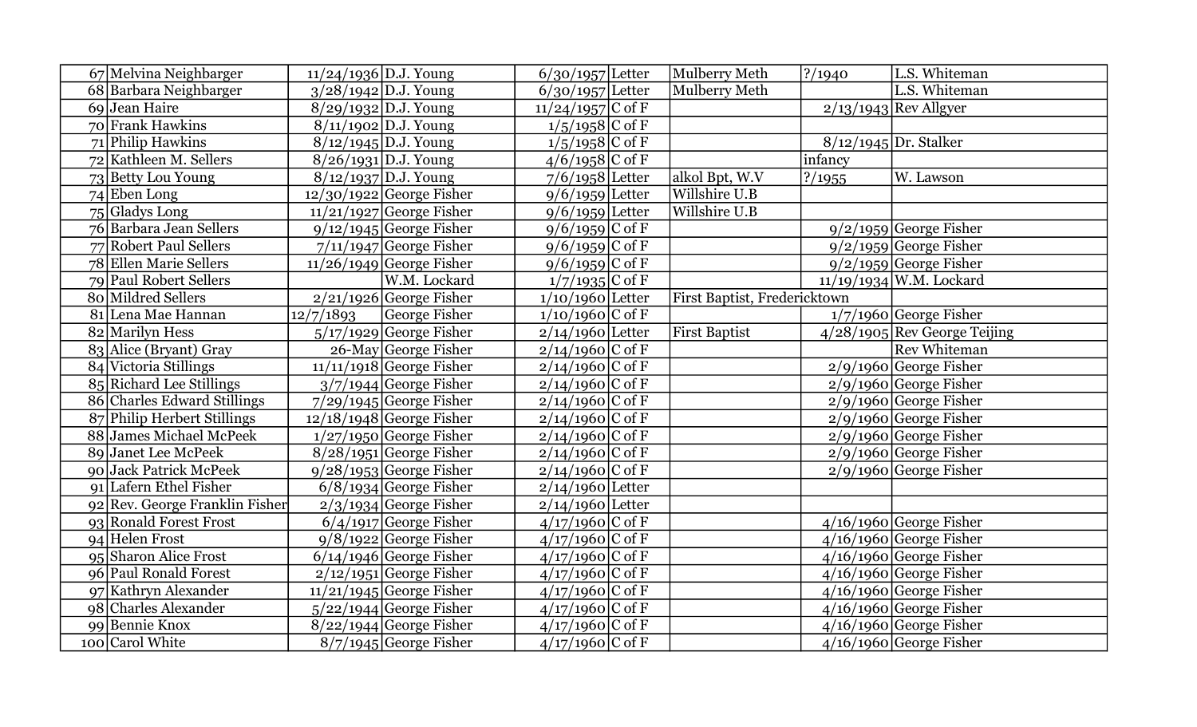| | | | | | | | |
|---|---|---|---|---|---|---|---|
| 67 | Melvina Neighbarger | 11/24/1936 | D.J. Young | 6/30/1957 | Letter | Mulberry Meth | ?/1940 | L.S. Whiteman |
| 68 | Barbara Neighbarger | 3/28/1942 | D.J. Young | 6/30/1957 | Letter | Mulberry Meth | | L.S. Whiteman |
| 69 | Jean Haire | 8/29/1932 | D.J. Young | 11/24/1957 | C of F | | 2/13/1943 | Rev Allgyer |
| 70 | Frank Hawkins | 8/11/1902 | D.J. Young | 1/5/1958 | C of F | | | |
| 71 | Philip Hawkins | 8/12/1945 | D.J. Young | 1/5/1958 | C of F | | 8/12/1945 | Dr. Stalker |
| 72 | Kathleen M. Sellers | 8/26/1931 | D.J. Young | 4/6/1958 | C of F | | infancy | |
| 73 | Betty Lou Young | 8/12/1937 | D.J. Young | 7/6/1958 | Letter | alkol Bpt, W.V | ?/1955 | W. Lawson |
| 74 | Eben Long | 12/30/1922 | George Fisher | 9/6/1959 | Letter | Willshire U.B | | |
| 75 | Gladys Long | 11/21/1927 | George Fisher | 9/6/1959 | Letter | Willshire U.B | | |
| 76 | Barbara Jean Sellers | 9/12/1945 | George Fisher | 9/6/1959 | C of F | | 9/2/1959 | George Fisher |
| 77 | Robert Paul Sellers | 7/11/1947 | George Fisher | 9/6/1959 | C of F | | 9/2/1959 | George Fisher |
| 78 | Ellen Marie Sellers | 11/26/1949 | George Fisher | 9/6/1959 | C of F | | 9/2/1959 | George Fisher |
| 79 | Paul Robert Sellers | | W.M. Lockard | 1/7/1935 | C of F | | 11/19/1934 | W.M. Lockard |
| 80 | Mildred Sellers | 2/21/1926 | George Fisher | 1/10/1960 | Letter | First Baptist, Fredericktown | | |
| 81 | Lena Mae Hannan | 12/7/1893 | George Fisher | 1/10/1960 | C of F | | 1/7/1960 | George Fisher |
| 82 | Marilyn Hess | 5/17/1929 | George Fisher | 2/14/1960 | Letter | First Baptist | 4/28/1905 | Rev George Teijing |
| 83 | Alice (Bryant) Gray | 26-May | George Fisher | 2/14/1960 | C of F | | | Rev Whiteman |
| 84 | Victoria Stillings | 11/11/1918 | George Fisher | 2/14/1960 | C of F | | 2/9/1960 | George Fisher |
| 85 | Richard Lee Stillings | 3/7/1944 | George Fisher | 2/14/1960 | C of F | | 2/9/1960 | George Fisher |
| 86 | Charles Edward Stillings | 7/29/1945 | George Fisher | 2/14/1960 | C of F | | 2/9/1960 | George Fisher |
| 87 | Philip Herbert Stillings | 12/18/1948 | George Fisher | 2/14/1960 | C of F | | 2/9/1960 | George Fisher |
| 88 | James Michael McPeek | 1/27/1950 | George Fisher | 2/14/1960 | C of F | | 2/9/1960 | George Fisher |
| 89 | Janet Lee McPeek | 8/28/1951 | George Fisher | 2/14/1960 | C of F | | 2/9/1960 | George Fisher |
| 90 | Jack Patrick McPeek | 9/28/1953 | George Fisher | 2/14/1960 | C of F | | 2/9/1960 | George Fisher |
| 91 | Lafern Ethel Fisher | 6/8/1934 | George Fisher | 2/14/1960 | Letter | | | |
| 92 | Rev. George Franklin Fisher | 2/3/1934 | George Fisher | 2/14/1960 | Letter | | | |
| 93 | Ronald Forest Frost | 6/4/1917 | George Fisher | 4/17/1960 | C of F | | 4/16/1960 | George Fisher |
| 94 | Helen Frost | 9/8/1922 | George Fisher | 4/17/1960 | C of F | | 4/16/1960 | George Fisher |
| 95 | Sharon Alice Frost | 6/14/1946 | George Fisher | 4/17/1960 | C of F | | 4/16/1960 | George Fisher |
| 96 | Paul Ronald Forest | 2/12/1951 | George Fisher | 4/17/1960 | C of F | | 4/16/1960 | George Fisher |
| 97 | Kathryn Alexander | 11/21/1945 | George Fisher | 4/17/1960 | C of F | | 4/16/1960 | George Fisher |
| 98 | Charles Alexander | 5/22/1944 | George Fisher | 4/17/1960 | C of F | | 4/16/1960 | George Fisher |
| 99 | Bennie Knox | 8/22/1944 | George Fisher | 4/17/1960 | C of F | | 4/16/1960 | George Fisher |
| 100 | Carol White | 8/7/1945 | George Fisher | 4/17/1960 | C of F | | 4/16/1960 | George Fisher |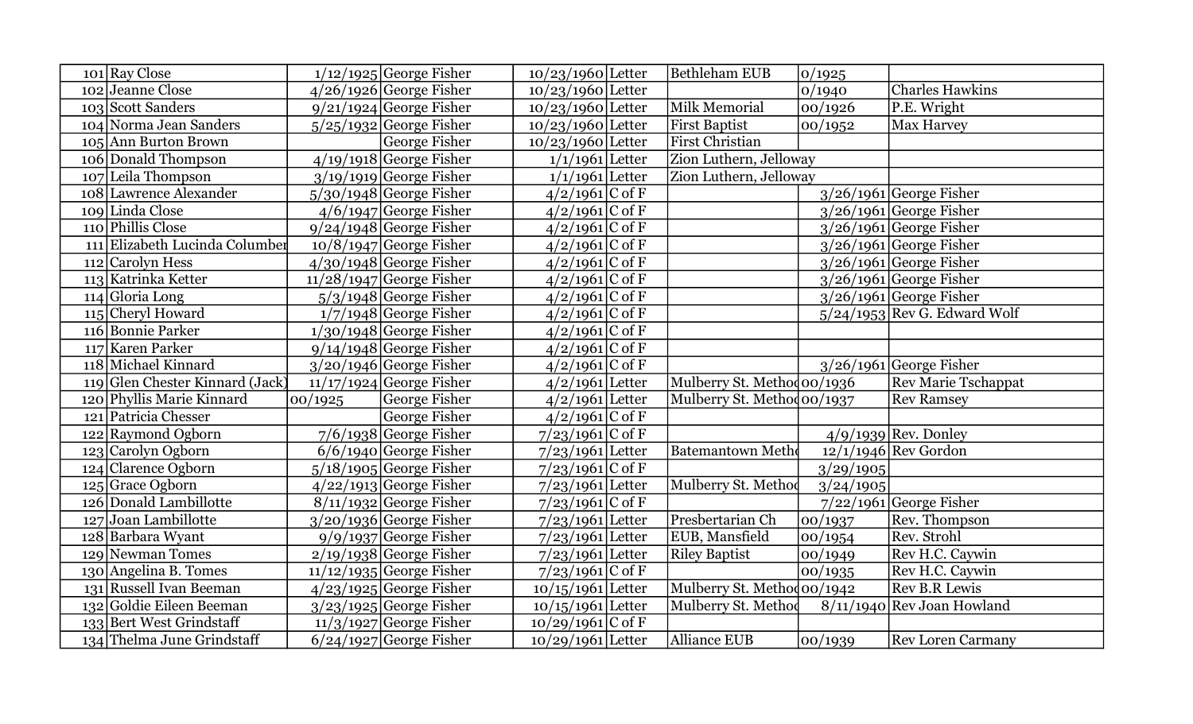| | | | | | | | |
|---|---|---|---|---|---|---|---|
| 101 | Ray Close | 1/12/1925 | George Fisher | 10/23/1960 | Letter | Bethleham EUB | 0/1925 | |
| 102 | Jeanne Close | 4/26/1926 | George Fisher | 10/23/1960 | Letter | | 0/1940 | Charles Hawkins |
| 103 | Scott Sanders | 9/21/1924 | George Fisher | 10/23/1960 | Letter | Milk Memorial | 00/1926 | P.E. Wright |
| 104 | Norma Jean Sanders | 5/25/1932 | George Fisher | 10/23/1960 | Letter | First Baptist | 00/1952 | Max Harvey |
| 105 | Ann Burton Brown | | George Fisher | 10/23/1960 | Letter | First Christian | | |
| 106 | Donald Thompson | 4/19/1918 | George Fisher | 1/1/1961 | Letter | Zion Luthern, Jelloway | | |
| 107 | Leila Thompson | 3/19/1919 | George Fisher | 1/1/1961 | Letter | Zion Luthern, Jelloway | | |
| 108 | Lawrence Alexander | 5/30/1948 | George Fisher | 4/2/1961 | C of F | | 3/26/1961 | George Fisher |
| 109 | Linda Close | 4/6/1947 | George Fisher | 4/2/1961 | C of F | | 3/26/1961 | George Fisher |
| 110 | Phillis Close | 9/24/1948 | George Fisher | 4/2/1961 | C of F | | 3/26/1961 | George Fisher |
| 111 | Elizabeth Lucinda Columber | 10/8/1947 | George Fisher | 4/2/1961 | C of F | | 3/26/1961 | George Fisher |
| 112 | Carolyn Hess | 4/30/1948 | George Fisher | 4/2/1961 | C of F | | 3/26/1961 | George Fisher |
| 113 | Katrinka Ketter | 11/28/1947 | George Fisher | 4/2/1961 | C of F | | 3/26/1961 | George Fisher |
| 114 | Gloria Long | 5/3/1948 | George Fisher | 4/2/1961 | C of F | | 3/26/1961 | George Fisher |
| 115 | Cheryl Howard | 1/7/1948 | George Fisher | 4/2/1961 | C of F | | 5/24/1953 | Rev G. Edward Wolf |
| 116 | Bonnie Parker | 1/30/1948 | George Fisher | 4/2/1961 | C of F | | | |
| 117 | Karen Parker | 9/14/1948 | George Fisher | 4/2/1961 | C of F | | | |
| 118 | Michael Kinnard | 3/20/1946 | George Fisher | 4/2/1961 | C of F | | 3/26/1961 | George Fisher |
| 119 | Glen Chester Kinnard (Jack) | 11/17/1924 | George Fisher | 4/2/1961 | Letter | Mulberry St. Metho | 00/1936 | Rev Marie Tschappat |
| 120 | Phyllis Marie Kinnard | 00/1925 | George Fisher | 4/2/1961 | Letter | Mulberry St. Metho | 00/1937 | Rev Ramsey |
| 121 | Patricia Chesser | | George Fisher | 4/2/1961 | C of F | | | |
| 122 | Raymond Ogborn | 7/6/1938 | George Fisher | 7/23/1961 | C of F | | 4/9/1939 | Rev. Donley |
| 123 | Carolyn Ogborn | 6/6/1940 | George Fisher | 7/23/1961 | Letter | Batemantown Metho | 12/1/1946 | Rev Gordon |
| 124 | Clarence Ogborn | 5/18/1905 | George Fisher | 7/23/1961 | C of F | | 3/29/1905 | |
| 125 | Grace Ogborn | 4/22/1913 | George Fisher | 7/23/1961 | Letter | Mulberry St. Metho | 3/24/1905 | |
| 126 | Donald Lambillotte | 8/11/1932 | George Fisher | 7/23/1961 | C of F | | 7/22/1961 | George Fisher |
| 127 | Joan Lambillotte | 3/20/1936 | George Fisher | 7/23/1961 | Letter | Presbertarian Ch | 00/1937 | Rev. Thompson |
| 128 | Barbara Wyant | 9/9/1937 | George Fisher | 7/23/1961 | Letter | EUB, Mansfield | 00/1954 | Rev. Strohl |
| 129 | Newman Tomes | 2/19/1938 | George Fisher | 7/23/1961 | Letter | Riley Baptist | 00/1949 | Rev H.C. Caywin |
| 130 | Angelina B. Tomes | 11/12/1935 | George Fisher | 7/23/1961 | C of F | | 00/1935 | Rev H.C. Caywin |
| 131 | Russell Ivan Beeman | 4/23/1925 | George Fisher | 10/15/1961 | Letter | Mulberry St. Metho | 00/1942 | Rev B.R Lewis |
| 132 | Goldie Eileen Beeman | 3/23/1925 | George Fisher | 10/15/1961 | Letter | Mulberry St. Metho | 8/11/1940 | Rev Joan Howland |
| 133 | Bert West Grindstaff | 11/3/1927 | George Fisher | 10/29/1961 | C of F | | | |
| 134 | Thelma June Grindstaff | 6/24/1927 | George Fisher | 10/29/1961 | Letter | Alliance EUB | 00/1939 | Rev Loren Carmany |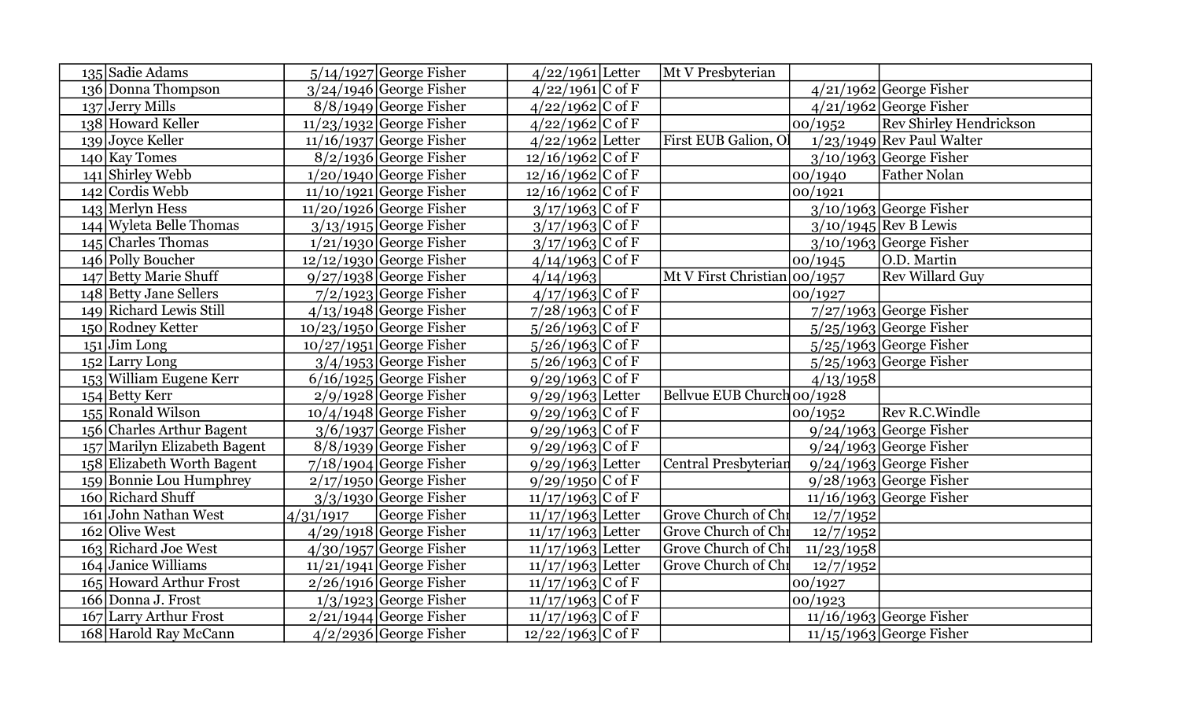| | | | | | | | | |
|---|---|---|---|---|---|---|---|---|
| 135 | Sadie Adams | 5/14/1927 | George Fisher | 4/22/1961 | Letter | Mt V Presbyterian | | |
| 136 | Donna Thompson | 3/24/1946 | George Fisher | 4/22/1961 | C of F | | 4/21/1962 | George Fisher |
| 137 | Jerry Mills | 8/8/1949 | George Fisher | 4/22/1962 | C of F | | 4/21/1962 | George Fisher |
| 138 | Howard Keller | 11/23/1932 | George Fisher | 4/22/1962 | C of F | | 00/1952 | Rev Shirley Hendrickson |
| 139 | Joyce Keller | 11/16/1937 | George Fisher | 4/22/1962 | Letter | First EUB Galion, Ol | 1/23/1949 | Rev Paul Walter |
| 140 | Kay Tomes | 8/2/1936 | George Fisher | 12/16/1962 | C of F | | 3/10/1963 | George Fisher |
| 141 | Shirley Webb | 1/20/1940 | George Fisher | 12/16/1962 | C of F | | 00/1940 | Father Nolan |
| 142 | Cordis Webb | 11/10/1921 | George Fisher | 12/16/1962 | C of F | | 00/1921 | |
| 143 | Merlyn Hess | 11/20/1926 | George Fisher | 3/17/1963 | C of F | | 3/10/1963 | George Fisher |
| 144 | Wyleta Belle Thomas | 3/13/1915 | George Fisher | 3/17/1963 | C of F | | 3/10/1945 | Rev B Lewis |
| 145 | Charles Thomas | 1/21/1930 | George Fisher | 3/17/1963 | C of F | | 3/10/1963 | George Fisher |
| 146 | Polly Boucher | 12/12/1930 | George Fisher | 4/14/1963 | C of F | | 00/1945 | O.D. Martin |
| 147 | Betty Marie Shuff | 9/27/1938 | George Fisher | 4/14/1963 | | Mt V First Christian | 00/1957 | Rev Willard Guy |
| 148 | Betty Jane Sellers | 7/2/1923 | George Fisher | 4/17/1963 | C of F | | 00/1927 | |
| 149 | Richard Lewis Still | 4/13/1948 | George Fisher | 7/28/1963 | C of F | | 7/27/1963 | George Fisher |
| 150 | Rodney Ketter | 10/23/1950 | George Fisher | 5/26/1963 | C of F | | 5/25/1963 | George Fisher |
| 151 | Jim Long | 10/27/1951 | George Fisher | 5/26/1963 | C of F | | 5/25/1963 | George Fisher |
| 152 | Larry Long | 3/4/1953 | George Fisher | 5/26/1963 | C of F | | 5/25/1963 | George Fisher |
| 153 | William Eugene Kerr | 6/16/1925 | George Fisher | 9/29/1963 | C of F | | 4/13/1958 | |
| 154 | Betty Kerr | 2/9/1928 | George Fisher | 9/29/1963 | Letter | Bellvue EUB Church | 00/1928 | |
| 155 | Ronald Wilson | 10/4/1948 | George Fisher | 9/29/1963 | C of F | | 00/1952 | Rev R.C.Windle |
| 156 | Charles Arthur Bagent | 3/6/1937 | George Fisher | 9/29/1963 | C of F | | 9/24/1963 | George Fisher |
| 157 | Marilyn Elizabeth Bagent | 8/8/1939 | George Fisher | 9/29/1963 | C of F | | 9/24/1963 | George Fisher |
| 158 | Elizabeth Worth Bagent | 7/18/1904 | George Fisher | 9/29/1963 | Letter | Central Presbyterian | 9/24/1963 | George Fisher |
| 159 | Bonnie Lou Humphrey | 2/17/1950 | George Fisher | 9/29/1950 | C of F | | 9/28/1963 | George Fisher |
| 160 | Richard Shuff | 3/3/1930 | George Fisher | 11/17/1963 | C of F | | 11/16/1963 | George Fisher |
| 161 | John Nathan West | 4/31/1917 | George Fisher | 11/17/1963 | Letter | Grove Church of Chi | 12/7/1952 | |
| 162 | Olive West | 4/29/1918 | George Fisher | 11/17/1963 | Letter | Grove Church of Chi | 12/7/1952 | |
| 163 | Richard Joe West | 4/30/1957 | George Fisher | 11/17/1963 | Letter | Grove Church of Chi | 11/23/1958 | |
| 164 | Janice Williams | 11/21/1941 | George Fisher | 11/17/1963 | Letter | Grove Church of Chi | 12/7/1952 | |
| 165 | Howard Arthur Frost | 2/26/1916 | George Fisher | 11/17/1963 | C of F | | 00/1927 | |
| 166 | Donna J. Frost | 1/3/1923 | George Fisher | 11/17/1963 | C of F | | 00/1923 | |
| 167 | Larry Arthur Frost | 2/21/1944 | George Fisher | 11/17/1963 | C of F | | 11/16/1963 | George Fisher |
| 168 | Harold Ray McCann | 4/2/2936 | George Fisher | 12/22/1963 | C of F | | 11/15/1963 | George Fisher |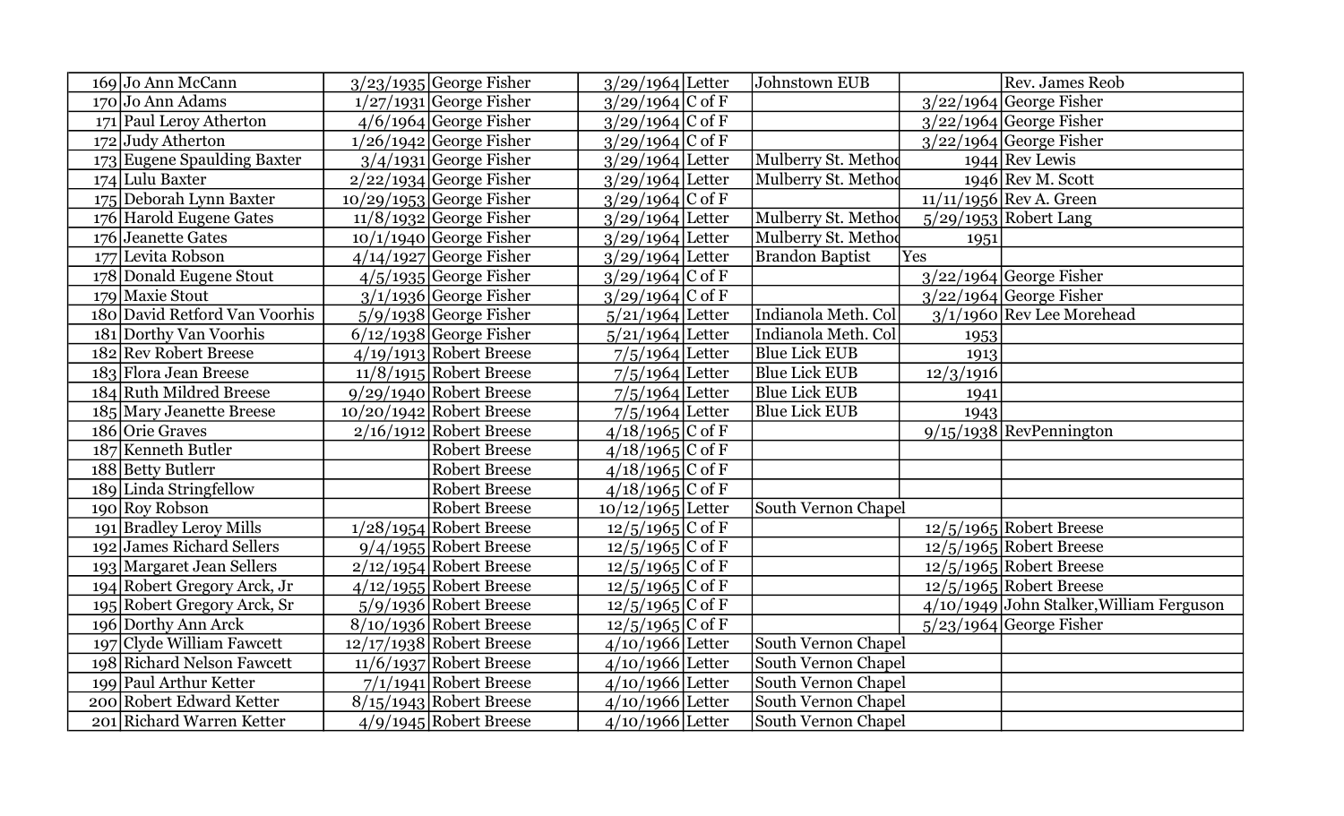| | | | | | | | | |
|---|---|---|---|---|---|---|---|---|
| 169 | Jo Ann McCann | 3/23/1935 | George Fisher | 3/29/1964 | Letter | Johnstown EUB | | Rev. James Reob |
| 170 | Jo Ann Adams | 1/27/1931 | George Fisher | 3/29/1964 | C of F | | 3/22/1964 | George Fisher |
| 171 | Paul Leroy Atherton | 4/6/1964 | George Fisher | 3/29/1964 | C of F | | 3/22/1964 | George Fisher |
| 172 | Judy Atherton | 1/26/1942 | George Fisher | 3/29/1964 | C of F | | 3/22/1964 | George Fisher |
| 173 | Eugene Spaulding Baxter | 3/4/1931 | George Fisher | 3/29/1964 | Letter | Mulberry St. Methoc | 1944 | Rev Lewis |
| 174 | Lulu Baxter | 2/22/1934 | George Fisher | 3/29/1964 | Letter | Mulberry St. Methoc | 1946 | Rev M. Scott |
| 175 | Deborah Lynn Baxter | 10/29/1953 | George Fisher | 3/29/1964 | C of F | | 11/11/1956 | Rev A. Green |
| 176 | Harold Eugene Gates | 11/8/1932 | George Fisher | 3/29/1964 | Letter | Mulberry St. Methoc | 5/29/1953 | Robert Lang |
| 176 | Jeanette Gates | 10/1/1940 | George Fisher | 3/29/1964 | Letter | Mulberry St. Methoc | 1951 | |
| 177 | Levita Robson | 4/14/1927 | George Fisher | 3/29/1964 | Letter | Brandon Baptist | Yes | |
| 178 | Donald Eugene Stout | 4/5/1935 | George Fisher | 3/29/1964 | C of F | | 3/22/1964 | George Fisher |
| 179 | Maxie Stout | 3/1/1936 | George Fisher | 3/29/1964 | C of F | | 3/22/1964 | George Fisher |
| 180 | David Retford Van Voorhis | 5/9/1938 | George Fisher | 5/21/1964 | Letter | Indianola Meth. Col | 3/1/1960 | Rev Lee Morehead |
| 181 | Dorthy Van Voorhis | 6/12/1938 | George Fisher | 5/21/1964 | Letter | Indianola Meth. Col | 1953 | |
| 182 | Rev Robert Breese | 4/19/1913 | Robert Breese | 7/5/1964 | Letter | Blue Lick EUB | 1913 | |
| 183 | Flora Jean Breese | 11/8/1915 | Robert Breese | 7/5/1964 | Letter | Blue Lick EUB | 12/3/1916 | |
| 184 | Ruth Mildred Breese | 9/29/1940 | Robert Breese | 7/5/1964 | Letter | Blue Lick EUB | 1941 | |
| 185 | Mary Jeanette Breese | 10/20/1942 | Robert Breese | 7/5/1964 | Letter | Blue Lick EUB | 1943 | |
| 186 | Orie Graves | 2/16/1912 | Robert Breese | 4/18/1965 | C of F | | 9/15/1938 | RevPennington |
| 187 | Kenneth Butler | | Robert Breese | 4/18/1965 | C of F | | | |
| 188 | Betty Butlerr | | Robert Breese | 4/18/1965 | C of F | | | |
| 189 | Linda Stringfellow | | Robert Breese | 4/18/1965 | C of F | | | |
| 190 | Roy Robson | | Robert Breese | 10/12/1965 | Letter | South Vernon Chapel | | |
| 191 | Bradley Leroy Mills | 1/28/1954 | Robert Breese | 12/5/1965 | C of F | | 12/5/1965 | Robert Breese |
| 192 | James Richard Sellers | 9/4/1955 | Robert Breese | 12/5/1965 | C of F | | 12/5/1965 | Robert Breese |
| 193 | Margaret Jean Sellers | 2/12/1954 | Robert Breese | 12/5/1965 | C of F | | 12/5/1965 | Robert Breese |
| 194 | Robert Gregory Arck, Jr | 4/12/1955 | Robert Breese | 12/5/1965 | C of F | | 12/5/1965 | Robert Breese |
| 195 | Robert Gregory Arck, Sr | 5/9/1936 | Robert Breese | 12/5/1965 | C of F | | 4/10/1949 | John Stalker,William Ferguson |
| 196 | Dorthy Ann Arck | 8/10/1936 | Robert Breese | 12/5/1965 | C of F | | 5/23/1964 | George Fisher |
| 197 | Clyde William Fawcett | 12/17/1938 | Robert Breese | 4/10/1966 | Letter | South Vernon Chapel | | |
| 198 | Richard Nelson Fawcett | 11/6/1937 | Robert Breese | 4/10/1966 | Letter | South Vernon Chapel | | |
| 199 | Paul Arthur Ketter | 7/1/1941 | Robert Breese | 4/10/1966 | Letter | South Vernon Chapel | | |
| 200 | Robert Edward Ketter | 8/15/1943 | Robert Breese | 4/10/1966 | Letter | South Vernon Chapel | | |
| 201 | Richard Warren Ketter | 4/9/1945 | Robert Breese | 4/10/1966 | Letter | South Vernon Chapel | | |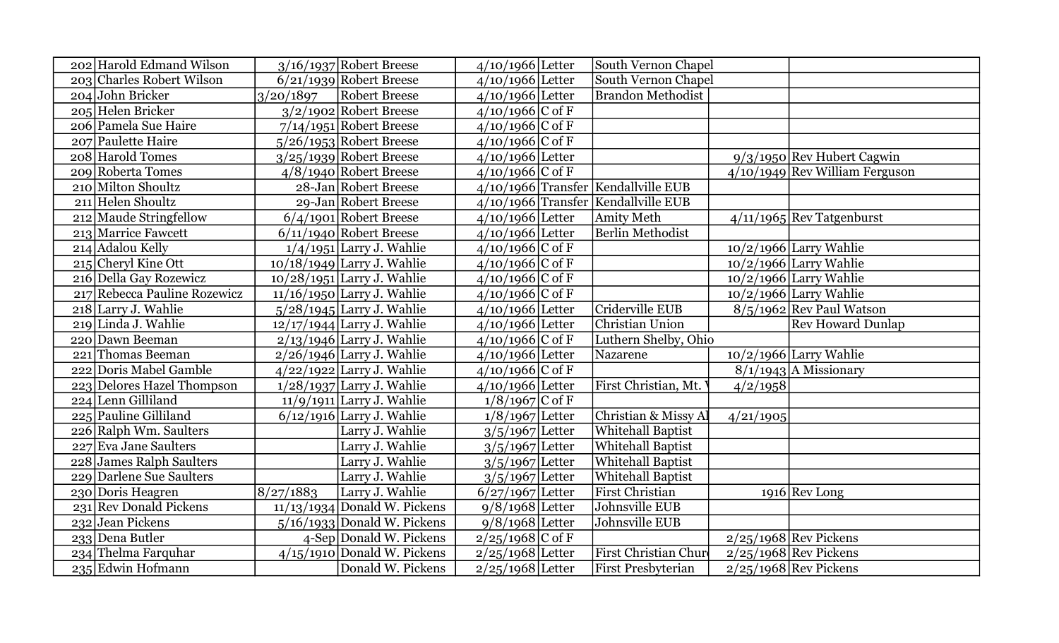| | | | | | | | | |
|---|---|---|---|---|---|---|---|---|
| 202 | Harold Edmand Wilson | 3/16/1937 | Robert Breese | 4/10/1966 | Letter | South Vernon Chapel | | |
| 203 | Charles Robert Wilson | 6/21/1939 | Robert Breese | 4/10/1966 | Letter | South Vernon Chapel | | |
| 204 | John Bricker | 3/20/1897 | Robert Breese | 4/10/1966 | Letter | Brandon Methodist | | |
| 205 | Helen Bricker | 3/2/1902 | Robert Breese | 4/10/1966 | C of F | | | |
| 206 | Pamela Sue Haire | 7/14/1951 | Robert Breese | 4/10/1966 | C of F | | | |
| 207 | Paulette Haire | 5/26/1953 | Robert Breese | 4/10/1966 | C of F | | | |
| 208 | Harold Tomes | 3/25/1939 | Robert Breese | 4/10/1966 | Letter | | 9/3/1950 | Rev Hubert Cagwin |
| 209 | Roberta Tomes | 4/8/1940 | Robert Breese | 4/10/1966 | C of F | | 4/10/1949 | Rev William Ferguson |
| 210 | Milton Shoultz | 28-Jan | Robert Breese | 4/10/1966 | Transfer | Kendallville EUB | | |
| 211 | Helen Shoultz | 29-Jan | Robert Breese | 4/10/1966 | Transfer | Kendallville EUB | | |
| 212 | Maude Stringfellow | 6/4/1901 | Robert Breese | 4/10/1966 | Letter | Amity Meth | 4/11/1965 | Rev Tatgenburst |
| 213 | Marrice Fawcett | 6/11/1940 | Robert Breese | 4/10/1966 | Letter | Berlin Methodist | | |
| 214 | Adalou Kelly | 1/4/1951 | Larry J. Wahlie | 4/10/1966 | C of F | | 10/2/1966 | Larry Wahlie |
| 215 | Cheryl Kine Ott | 10/18/1949 | Larry J. Wahlie | 4/10/1966 | C of F | | 10/2/1966 | Larry Wahlie |
| 216 | Della Gay Rozewicz | 10/28/1951 | Larry J. Wahlie | 4/10/1966 | C of F | | 10/2/1966 | Larry Wahlie |
| 217 | Rebecca Pauline Rozewicz | 11/16/1950 | Larry J. Wahlie | 4/10/1966 | C of F | | 10/2/1966 | Larry Wahlie |
| 218 | Larry J. Wahlie | 5/28/1945 | Larry J. Wahlie | 4/10/1966 | Letter | Criderville EUB | 8/5/1962 | Rev Paul Watson |
| 219 | Linda J. Wahlie | 12/17/1944 | Larry J. Wahlie | 4/10/1966 | Letter | Christian Union | | Rev Howard Dunlap |
| 220 | Dawn Beeman | 2/13/1946 | Larry J. Wahlie | 4/10/1966 | C of F | Luthern Shelby, Ohio | | |
| 221 | Thomas Beeman | 2/26/1946 | Larry J. Wahlie | 4/10/1966 | Letter | Nazarene | 10/2/1966 | Larry Wahlie |
| 222 | Doris Mabel Gamble | 4/22/1922 | Larry J. Wahlie | 4/10/1966 | C of F | | 8/1/1943 | A Missionary |
| 223 | Delores Hazel Thompson | 1/28/1937 | Larry J. Wahlie | 4/10/1966 | Letter | First Christian, Mt. V | 4/2/1958 | |
| 224 | Lenn Gilliland | 11/9/1911 | Larry J. Wahlie | 1/8/1967 | C of F | | | |
| 225 | Pauline Gilliland | 6/12/1916 | Larry J. Wahlie | 1/8/1967 | Letter | Christian & Missy Al | 4/21/1905 | |
| 226 | Ralph Wm. Saulters | | Larry J. Wahlie | 3/5/1967 | Letter | Whitehall Baptist | | |
| 227 | Eva Jane Saulters | | Larry J. Wahlie | 3/5/1967 | Letter | Whitehall Baptist | | |
| 228 | James Ralph Saulters | | Larry J. Wahlie | 3/5/1967 | Letter | Whitehall Baptist | | |
| 229 | Darlene Sue Saulters | | Larry J. Wahlie | 3/5/1967 | Letter | Whitehall Baptist | | |
| 230 | Doris Heagren | 8/27/1883 | Larry J. Wahlie | 6/27/1967 | Letter | First Christian | 1916 | Rev Long |
| 231 | Rev Donald Pickens | 11/13/1934 | Donald W. Pickens | 9/8/1968 | Letter | Johnsville EUB | | |
| 232 | Jean Pickens | 5/16/1933 | Donald W. Pickens | 9/8/1968 | Letter | Johnsville EUB | | |
| 233 | Dena Butler | 4-Sep | Donald W. Pickens | 2/25/1968 | C of F | | 2/25/1968 | Rev Pickens |
| 234 | Thelma Farquhar | 4/15/1910 | Donald W. Pickens | 2/25/1968 | Letter | First Christian Churc | 2/25/1968 | Rev Pickens |
| 235 | Edwin Hofmann | | Donald W. Pickens | 2/25/1968 | Letter | First Presbyterian | 2/25/1968 | Rev Pickens |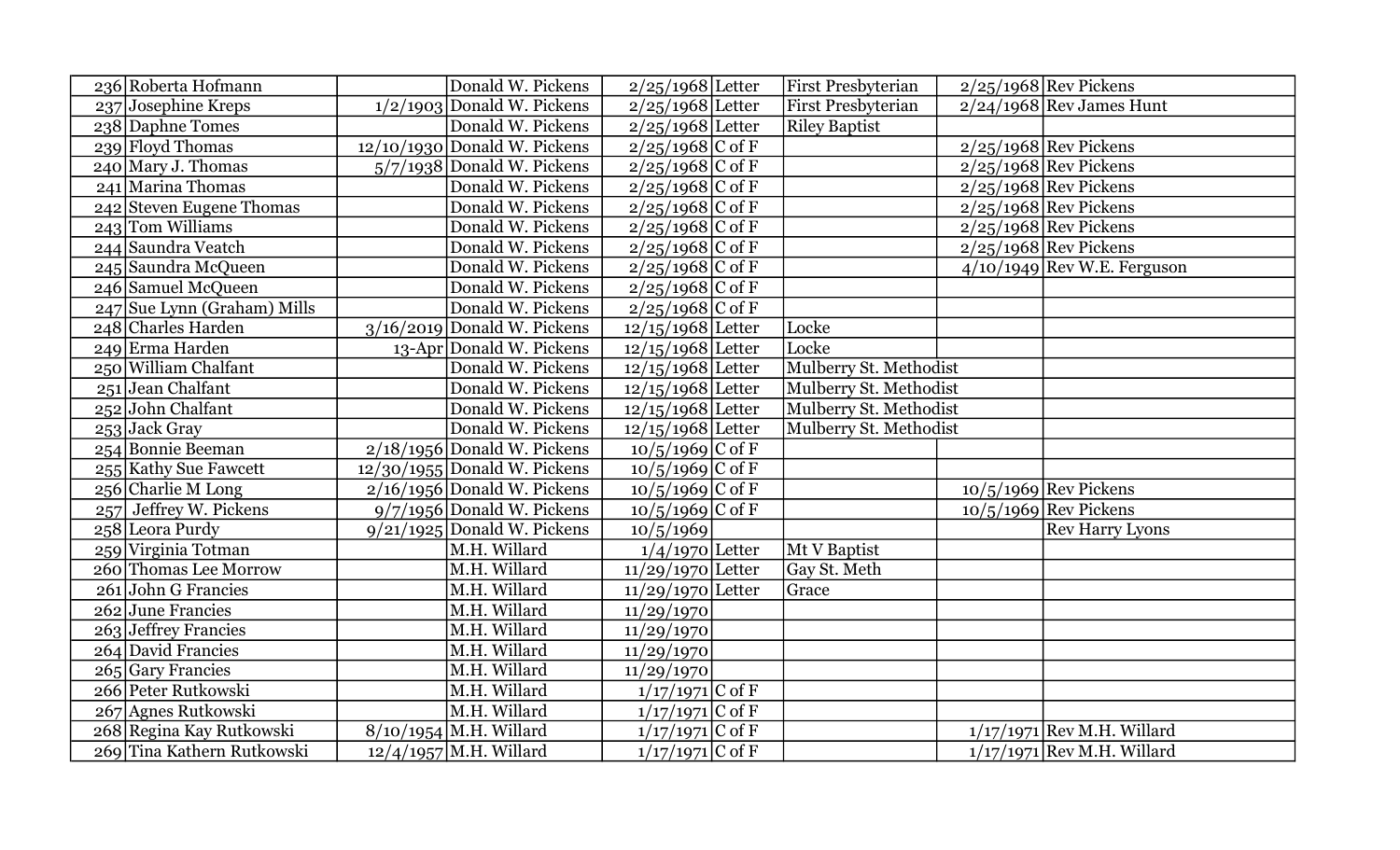| | | | | | | | | |
|---|---|---|---|---|---|---|---|---|
| 236 | Roberta Hofmann | | Donald W. Pickens | 2/25/1968 | Letter | First Presbyterian | 2/25/1968 | Rev Pickens |
| 237 | Josephine Kreps | 1/2/1903 | Donald W. Pickens | 2/25/1968 | Letter | First Presbyterian | 2/24/1968 | Rev James Hunt |
| 238 | Daphne Tomes | | Donald W. Pickens | 2/25/1968 | Letter | Riley Baptist | | |
| 239 | Floyd Thomas | 12/10/1930 | Donald W. Pickens | 2/25/1968 | C of F | | 2/25/1968 | Rev Pickens |
| 240 | Mary J. Thomas | 5/7/1938 | Donald W. Pickens | 2/25/1968 | C of F | | 2/25/1968 | Rev Pickens |
| 241 | Marina Thomas | | Donald W. Pickens | 2/25/1968 | C of F | | 2/25/1968 | Rev Pickens |
| 242 | Steven Eugene Thomas | | Donald W. Pickens | 2/25/1968 | C of F | | 2/25/1968 | Rev Pickens |
| 243 | Tom Williams | | Donald W. Pickens | 2/25/1968 | C of F | | 2/25/1968 | Rev Pickens |
| 244 | Saundra Veatch | | Donald W. Pickens | 2/25/1968 | C of F | | 2/25/1968 | Rev Pickens |
| 245 | Saundra McQueen | | Donald W. Pickens | 2/25/1968 | C of F | | 4/10/1949 | Rev W.E. Ferguson |
| 246 | Samuel McQueen | | Donald W. Pickens | 2/25/1968 | C of F | | | |
| 247 | Sue Lynn (Graham) Mills | | Donald W. Pickens | 2/25/1968 | C of F | | | |
| 248 | Charles Harden | 3/16/2019 | Donald W. Pickens | 12/15/1968 | Letter | Locke | | |
| 249 | Erma Harden | 13-Apr | Donald W. Pickens | 12/15/1968 | Letter | Locke | | |
| 250 | William Chalfant | | Donald W. Pickens | 12/15/1968 | Letter | Mulberry St. Methodist | | |
| 251 | Jean Chalfant | | Donald W. Pickens | 12/15/1968 | Letter | Mulberry St. Methodist | | |
| 252 | John Chalfant | | Donald W. Pickens | 12/15/1968 | Letter | Mulberry St. Methodist | | |
| 253 | Jack Gray | | Donald W. Pickens | 12/15/1968 | Letter | Mulberry St. Methodist | | |
| 254 | Bonnie Beeman | 2/18/1956 | Donald W. Pickens | 10/5/1969 | C of F | | | |
| 255 | Kathy Sue Fawcett | 12/30/1955 | Donald W. Pickens | 10/5/1969 | C of F | | | |
| 256 | Charlie M Long | 2/16/1956 | Donald W. Pickens | 10/5/1969 | C of F | | 10/5/1969 | Rev Pickens |
| 257 | Jeffrey W. Pickens | 9/7/1956 | Donald W. Pickens | 10/5/1969 | C of F | | 10/5/1969 | Rev Pickens |
| 258 | Leora Purdy | 9/21/1925 | Donald W. Pickens | 10/5/1969 | | | | Rev Harry Lyons |
| 259 | Virginia Totman | | M.H. Willard | 1/4/1970 | Letter | Mt V Baptist | | |
| 260 | Thomas Lee Morrow | | M.H. Willard | 11/29/1970 | Letter | Gay St. Meth | | |
| 261 | John G Francies | | M.H. Willard | 11/29/1970 | Letter | Grace | | |
| 262 | June Francies | | M.H. Willard | 11/29/1970 | | | | |
| 263 | Jeffrey Francies | | M.H. Willard | 11/29/1970 | | | | |
| 264 | David Francies | | M.H. Willard | 11/29/1970 | | | | |
| 265 | Gary Francies | | M.H. Willard | 11/29/1970 | | | | |
| 266 | Peter Rutkowski | | M.H. Willard | 1/17/1971 | C of F | | | |
| 267 | Agnes Rutkowski | | M.H. Willard | 1/17/1971 | C of F | | | |
| 268 | Regina Kay Rutkowski | 8/10/1954 | M.H. Willard | 1/17/1971 | C of F | | 1/17/1971 | Rev M.H. Willard |
| 269 | Tina Kathern Rutkowski | 12/4/1957 | M.H. Willard | 1/17/1971 | C of F | | 1/17/1971 | Rev M.H. Willard |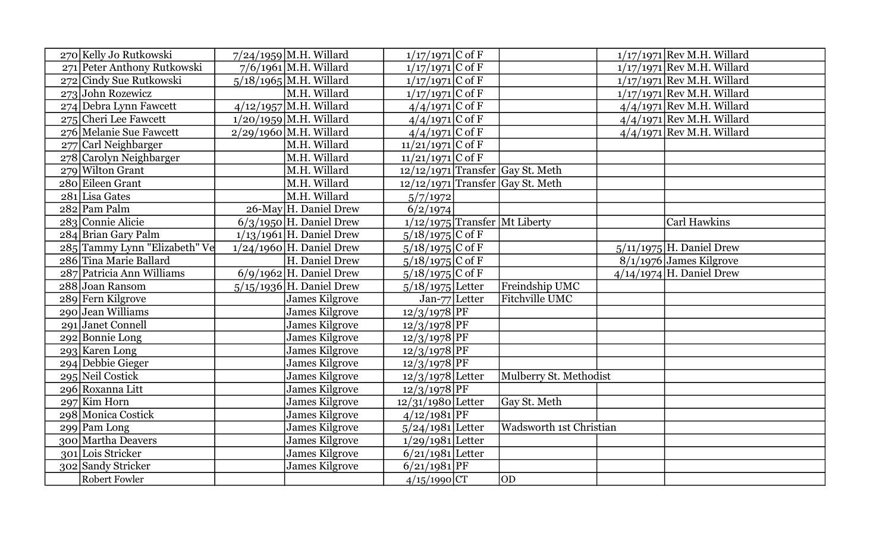| | | | | | | | | |
|---|---|---|---|---|---|---|---|---|
| 270 | Kelly Jo Rutkowski | 7/24/1959 | M.H. Willard | 1/17/1971 | C of F | | 1/17/1971 | Rev M.H. Willard |
| 271 | Peter Anthony Rutkowski | 7/6/1961 | M.H. Willard | 1/17/1971 | C of F | | 1/17/1971 | Rev M.H. Willard |
| 272 | Cindy Sue Rutkowski | 5/18/1965 | M.H. Willard | 1/17/1971 | C of F | | 1/17/1971 | Rev M.H. Willard |
| 273 | John Rozewicz | | M.H. Willard | 1/17/1971 | C of F | | 1/17/1971 | Rev M.H. Willard |
| 274 | Debra Lynn Fawcett | 4/12/1957 | M.H. Willard | 4/4/1971 | C of F | | 4/4/1971 | Rev M.H. Willard |
| 275 | Cheri Lee Fawcett | 1/20/1959 | M.H. Willard | 4/4/1971 | C of F | | 4/4/1971 | Rev M.H. Willard |
| 276 | Melanie Sue Fawcett | 2/29/1960 | M.H. Willard | 4/4/1971 | C of F | | 4/4/1971 | Rev M.H. Willard |
| 277 | Carl Neighbarger | | M.H. Willard | 11/21/1971 | C of F | | | |
| 278 | Carolyn Neighbarger | | M.H. Willard | 11/21/1971 | C of F | | | |
| 279 | Wilton Grant | | M.H. Willard | 12/12/1971 | Transfer | Gay St. Meth | | |
| 280 | Eileen Grant | | M.H. Willard | 12/12/1971 | Transfer | Gay St. Meth | | |
| 281 | Lisa Gates | | M.H. Willard | 5/7/1972 | | | | |
| 282 | Pam Palm | 26-May | H. Daniel Drew | 6/2/1974 | | | | |
| 283 | Connie Alicie | 6/3/1950 | H. Daniel Drew | 1/12/1975 | Transfer | Mt Liberty | | Carl Hawkins |
| 284 | Brian Gary Palm | 1/13/1961 | H. Daniel Drew | 5/18/1975 | C of F | | | |
| 285 | Tammy Lynn "Elizabeth" Ve | 1/24/1960 | H. Daniel Drew | 5/18/1975 | C of F | | 5/11/1975 | H. Daniel Drew |
| 286 | Tina Marie Ballard | | H. Daniel Drew | 5/18/1975 | C of F | | 8/1/1976 | James Kilgrove |
| 287 | Patricia Ann Williams | 6/9/1962 | H. Daniel Drew | 5/18/1975 | C of F | | 4/14/1974 | H. Daniel Drew |
| 288 | Joan Ransom | 5/15/1936 | H. Daniel Drew | 5/18/1975 | Letter | Freindship UMC | | |
| 289 | Fern Kilgrove | | James Kilgrove | Jan-77 | Letter | Fitchville UMC | | |
| 290 | Jean Williams | | James Kilgrove | 12/3/1978 | PF | | | |
| 291 | Janet Connell | | James Kilgrove | 12/3/1978 | PF | | | |
| 292 | Bonnie Long | | James Kilgrove | 12/3/1978 | PF | | | |
| 293 | Karen Long | | James Kilgrove | 12/3/1978 | PF | | | |
| 294 | Debbie Gieger | | James Kilgrove | 12/3/1978 | PF | | | |
| 295 | Neil Costick | | James Kilgrove | 12/3/1978 | Letter | Mulberry St. Methodist | | |
| 296 | Roxanna Litt | | James Kilgrove | 12/3/1978 | PF | | | |
| 297 | Kim Horn | | James Kilgrove | 12/31/1980 | Letter | Gay St. Meth | | |
| 298 | Monica Costick | | James Kilgrove | 4/12/1981 | PF | | | |
| 299 | Pam Long | | James Kilgrove | 5/24/1981 | Letter | Wadsworth 1st Christian | | |
| 300 | Martha Deavers | | James Kilgrove | 1/29/1981 | Letter | | | |
| 301 | Lois Stricker | | James Kilgrove | 6/21/1981 | Letter | | | |
| 302 | Sandy Stricker | | James Kilgrove | 6/21/1981 | PF | | | |
| | Robert Fowler | | | 4/15/1990 | CT | OD | | |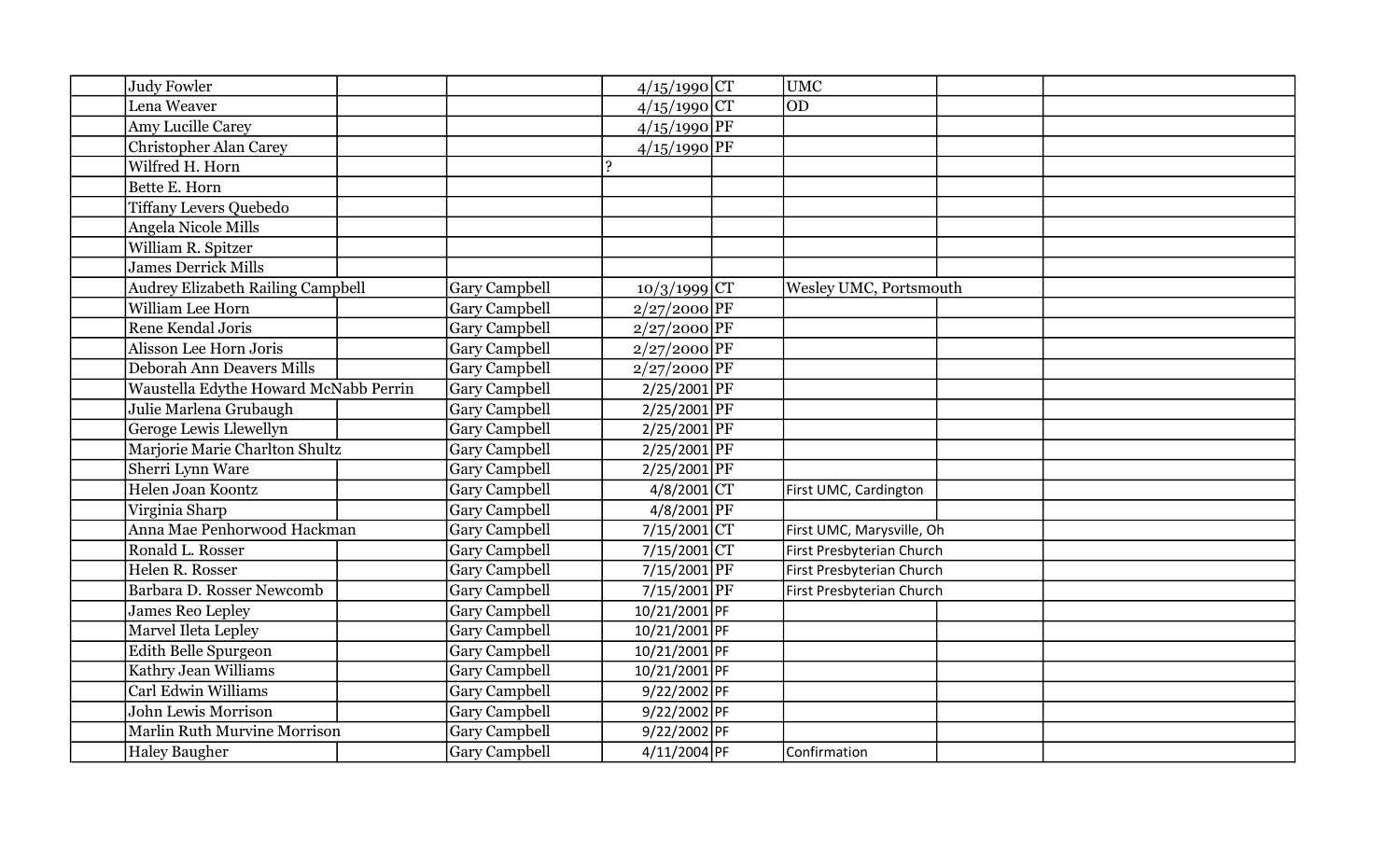| | | | | | | | | |
|---|---|---|---|---|---|---|---|---|
| | Judy Fowler | | | 4/15/1990 | CT | UMC | | |
| | Lena Weaver | | | 4/15/1990 | CT | OD | | |
| | Amy Lucille Carey | | | 4/15/1990 | PF | | | |
| | Christopher Alan Carey | | | 4/15/1990 | PF | | | |
| | Wilfred H. Horn | | | ? | | | | |
| | Bette E. Horn | | | | | | | |
| | Tiffany Levers Quebedo | | | | | | | |
| | Angela Nicole Mills | | | | | | | |
| | William R. Spitzer | | | | | | | |
| | James Derrick Mills | | | | | | | |
| | Audrey Elizabeth Railing Campbell | | Gary Campbell | 10/3/1999 | CT | Wesley UMC, Portsmouth | | |
| | William Lee Horn | | Gary Campbell | 2/27/2000 | PF | | | |
| | Rene Kendal Joris | | Gary Campbell | 2/27/2000 | PF | | | |
| | Alisson Lee Horn Joris | | Gary Campbell | 2/27/2000 | PF | | | |
| | Deborah Ann Deavers Mills | | Gary Campbell | 2/27/2000 | PF | | | |
| | Waustella Edythe Howard McNabb Perrin | | Gary Campbell | 2/25/2001 | PF | | | |
| | Julie Marlena Grubaugh | | Gary Campbell | 2/25/2001 | PF | | | |
| | Geroge Lewis Llewellyn | | Gary Campbell | 2/25/2001 | PF | | | |
| | Marjorie Marie Charlton Shultz | | Gary Campbell | 2/25/2001 | PF | | | |
| | Sherri Lynn Ware | | Gary Campbell | 2/25/2001 | PF | | | |
| | Helen Joan Koontz | | Gary Campbell | 4/8/2001 | CT | First UMC, Cardington | | |
| | Virginia Sharp | | Gary Campbell | 4/8/2001 | PF | | | |
| | Anna Mae Penhorwood Hackman | | Gary Campbell | 7/15/2001 | CT | First UMC, Marysville, Oh | | |
| | Ronald L. Rosser | | Gary Campbell | 7/15/2001 | CT | First Presbyterian Church | | |
| | Helen R. Rosser | | Gary Campbell | 7/15/2001 | PF | First Presbyterian Church | | |
| | Barbara D. Rosser Newcomb | | Gary Campbell | 7/15/2001 | PF | First Presbyterian Church | | |
| | James Reo Lepley | | Gary Campbell | 10/21/2001 | PF | | | |
| | Marvel Ileta Lepley | | Gary Campbell | 10/21/2001 | PF | | | |
| | Edith Belle Spurgeon | | Gary Campbell | 10/21/2001 | PF | | | |
| | Kathry Jean Williams | | Gary Campbell | 10/21/2001 | PF | | | |
| | Carl Edwin Williams | | Gary Campbell | 9/22/2002 | PF | | | |
| | John Lewis Morrison | | Gary Campbell | 9/22/2002 | PF | | | |
| | Marlin Ruth Murvine Morrison | | Gary Campbell | 9/22/2002 | PF | | | |
| | Haley Baugher | | Gary Campbell | 4/11/2004 | PF | Confirmation | | |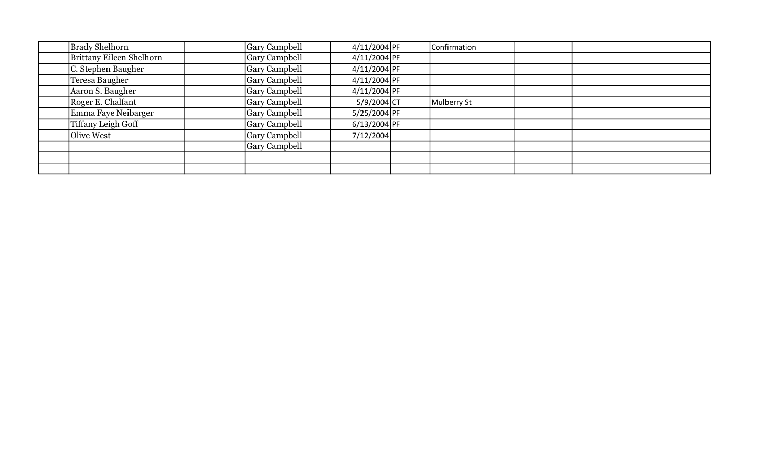| | | | | | | | | |
|---|---|---|---|---|---|---|---|---|
| | Brady Shelhorn | | Gary Campbell | 4/11/2004 | PF | Confirmation | | |
| | Brittany Eileen Shelhorn | | Gary Campbell | 4/11/2004 | PF | | | |
| | C. Stephen Baugher | | Gary Campbell | 4/11/2004 | PF | | | |
| | Teresa Baugher | | Gary Campbell | 4/11/2004 | PF | | | |
| | Aaron S. Baugher | | Gary Campbell | 4/11/2004 | PF | | | |
| | Roger E. Chalfant | | Gary Campbell | 5/9/2004 | CT | Mulberry St | | |
| | Emma Faye Neibarger | | Gary Campbell | 5/25/2004 | PF | | | |
| | Tiffany Leigh Goff | | Gary Campbell | 6/13/2004 | PF | | | |
| | Olive West | | Gary Campbell | 7/12/2004 | | | | |
| | | | Gary Campbell | | | | | |
| | | | | | | | | |
| | | | | | | | | |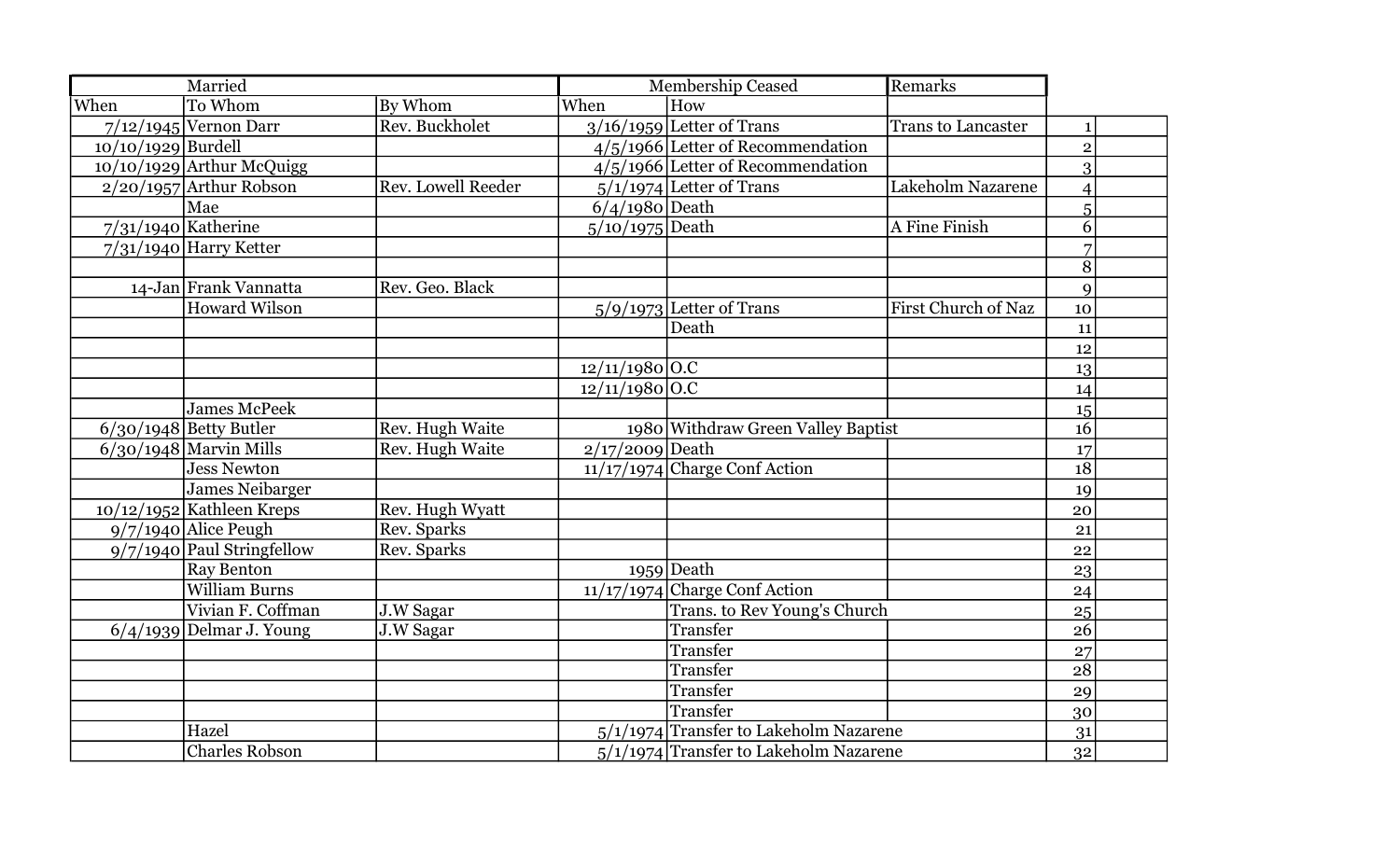| Married | | | Membership Ceased | | Remarks | | |
|---|---|---|---|---|---|---|---|
| When | To Whom | By Whom | When | How | | | |
| 7/12/1945 | Vernon Darr | Rev. Buckholet | 3/16/1959 | Letter of Trans | Trans to Lancaster | 1 | |
| 10/10/1929 | Burdell | | 4/5/1966 | Letter of Recommendation | | 2 | |
| 10/10/1929 | Arthur McQuigg | | 4/5/1966 | Letter of Recommendation | | 3 | |
| 2/20/1957 | Arthur Robson | Rev. Lowell Reeder | 5/1/1974 | Letter of Trans | Lakeholm Nazarene | 4 | |
| | Mae | | 6/4/1980 | Death | | 5 | |
| 7/31/1940 | Katherine | | 5/10/1975 | Death | A Fine Finish | 6 | |
| 7/31/1940 | Harry Ketter | | | | | 7 | |
| | | | | | | 8 | |
| 14-Jan | Frank Vannatta | Rev. Geo. Black | | | | 9 | |
| | Howard Wilson | | 5/9/1973 | Letter of Trans | First Church of Naz | 10 | |
| | | | | Death | | 11 | |
| | | | | | | 12 | |
| | | | 12/11/1980 | O.C | | 13 | |
| | | | 12/11/1980 | O.C | | 14 | |
| | James McPeek | | | | | 15 | |
| 6/30/1948 | Betty Butler | Rev. Hugh Waite | 1980 | Withdraw Green Valley Baptist | | 16 | |
| 6/30/1948 | Marvin Mills | Rev. Hugh Waite | 2/17/2009 | Death | | 17 | |
| | Jess Newton | | 11/17/1974 | Charge Conf Action | | 18 | |
| | James Neibarger | | | | | 19 | |
| 10/12/1952 | Kathleen Kreps | Rev. Hugh Wyatt | | | | 20 | |
| 9/7/1940 | Alice Peugh | Rev. Sparks | | | | 21 | |
| 9/7/1940 | Paul Stringfellow | Rev. Sparks | | | | 22 | |
| | Ray Benton | | 1959 | Death | | 23 | |
| | William Burns | | 11/17/1974 | Charge Conf Action | | 24 | |
| | Vivian F. Coffman | J.W Sagar | | Trans. to Rev Young's Church | | 25 | |
| 6/4/1939 | Delmar J. Young | J.W Sagar | | Transfer | | 26 | |
| | | | | Transfer | | 27 | |
| | | | | Transfer | | 28 | |
| | | | | Transfer | | 29 | |
| | | | | Transfer | | 30 | |
| | Hazel | | 5/1/1974 | Transfer to Lakeholm Nazarene | | 31 | |
| | Charles Robson | | 5/1/1974 | Transfer to Lakeholm Nazarene | | 32 | |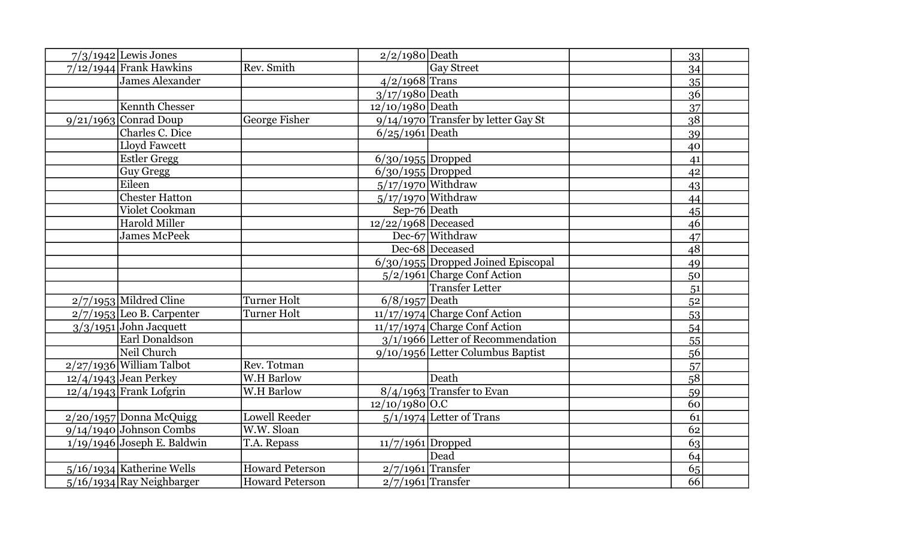| | | | | | | | |
|---|---|---|---|---|---|---|---|
| 7/3/1942 | Lewis Jones | | 2/2/1980 | Death | | 33 | |
| 7/12/1944 | Frank Hawkins | Rev. Smith | | Gay Street | | 34 | |
| | James Alexander | | 4/2/1968 | Trans | | 35 | |
| | | | 3/17/1980 | Death | | 36 | |
| | Kennth Chesser | | 12/10/1980 | Death | | 37 | |
| 9/21/1963 | Conrad Doup | George Fisher | 9/14/1970 | Transfer by letter Gay St | | 38 | |
| | Charles C. Dice | | 6/25/1961 | Death | | 39 | |
| | Lloyd Fawcett | | | | | 40 | |
| | Estler Gregg | | 6/30/1955 | Dropped | | 41 | |
| | Guy Gregg | | 6/30/1955 | Dropped | | 42 | |
| | Eileen | | 5/17/1970 | Withdraw | | 43 | |
| | Chester Hatton | | 5/17/1970 | Withdraw | | 44 | |
| | Violet Cookman | | Sep-76 | Death | | 45 | |
| | Harold Miller | | 12/22/1968 | Deceased | | 46 | |
| | James McPeek | | Dec-67 | Withdraw | | 47 | |
| | | | Dec-68 | Deceased | | 48 | |
| | | | 6/30/1955 | Dropped Joined Episcopal | | 49 | |
| | | | 5/2/1961 | Charge Conf Action | | 50 | |
| | | | | Transfer Letter | | 51 | |
| 2/7/1953 | Mildred Cline | Turner Holt | 6/8/1957 | Death | | 52 | |
| 2/7/1953 | Leo B. Carpenter | Turner Holt | 11/17/1974 | Charge Conf Action | | 53 | |
| 3/3/1951 | John Jacquett | | 11/17/1974 | Charge Conf Action | | 54 | |
| | Earl Donaldson | | 3/1/1966 | Letter of Recommendation | | 55 | |
| | Neil Church | | 9/10/1956 | Letter Columbus Baptist | | 56 | |
| 2/27/1936 | William Talbot | Rev. Totman | | | | 57 | |
| 12/4/1943 | Jean Perkey | W.H Barlow | | Death | | 58 | |
| 12/4/1943 | Frank Lofgrin | W.H Barlow | 8/4/1963 | Transfer to Evan | | 59 | |
| | | | 12/10/1980 | O.C | | 60 | |
| 2/20/1957 | Donna McQuigg | Lowell Reeder | 5/1/1974 | Letter of Trans | | 61 | |
| 9/14/1940 | Johnson Combs | W.W. Sloan | | | | 62 | |
| 1/19/1946 | Joseph E. Baldwin | T.A. Repass | 11/7/1961 | Dropped | | 63 | |
| | | | | Dead | | 64 | |
| 5/16/1934 | Katherine Wells | Howard Peterson | 2/7/1961 | Transfer | | 65 | |
| 5/16/1934 | Ray Neighbarger | Howard Peterson | 2/7/1961 | Transfer | | 66 | |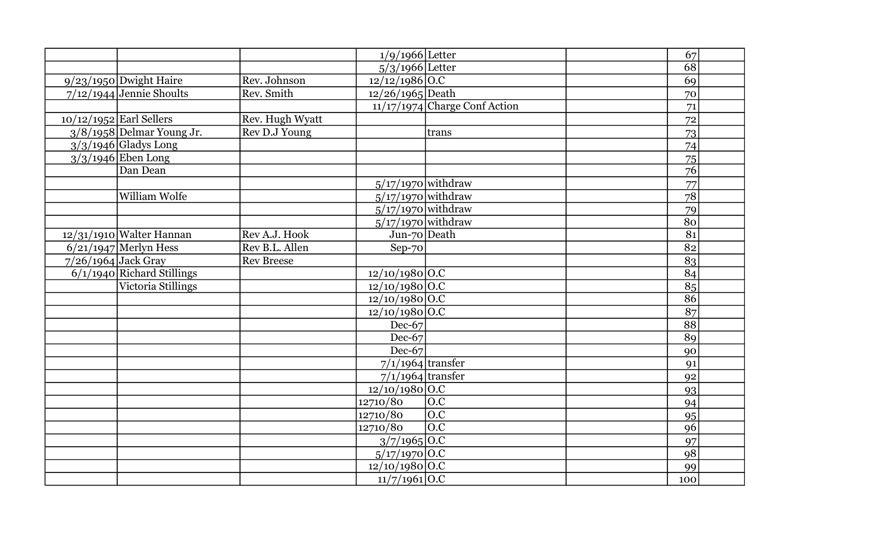| | | | | | | | |
|---|---|---|---|---|---|---|---|
| | | | 1/9/1966 | Letter | | 67 | |
| | | | 5/3/1966 | Letter | | 68 | |
| 9/23/1950 | Dwight Haire | Rev. Johnson | 12/12/1986 | O.C | | 69 | |
| 7/12/1944 | Jennie Shoults | Rev. Smith | 12/26/1965 | Death | | 70 | |
| | | | 11/17/1974 | Charge Conf Action | | 71 | |
| 10/12/1952 | Earl Sellers | Rev. Hugh Wyatt | | | | 72 | |
| 3/8/1958 | Delmar Young Jr. | Rev D.J Young | | trans | | 73 | |
| 3/3/1946 | Gladys Long | | | | | 74 | |
| 3/3/1946 | Eben Long | | | | | 75 | |
| | Dan Dean | | | | | 76 | |
| | | | 5/17/1970 | withdraw | | 77 | |
| | William Wolfe | | 5/17/1970 | withdraw | | 78 | |
| | | | 5/17/1970 | withdraw | | 79 | |
| | | | 5/17/1970 | withdraw | | 80 | |
| 12/31/1910 | Walter Hannan | Rev A.J. Hook | Jun-70 | Death | | 81 | |
| 6/21/1947 | Merlyn Hess | Rev B.L. Allen | Sep-70 | | | 82 | |
| 7/26/1964 | Jack Gray | Rev Breese | | | | 83 | |
| 6/1/1940 | Richard Stillings | | 12/10/1980 | O.C | | 84 | |
| | Victoria Stillings | | 12/10/1980 | O.C | | 85 | |
| | | | 12/10/1980 | O.C | | 86 | |
| | | | 12/10/1980 | O.C | | 87 | |
| | | | Dec-67 | | | 88 | |
| | | | Dec-67 | | | 89 | |
| | | | Dec-67 | | | 90 | |
| | | | 7/1/1964 | transfer | | 91 | |
| | | | 7/1/1964 | transfer | | 92 | |
| | | | 12/10/1980 | O.C | | 93 | |
| | | | 12710/80 | O.C | | 94 | |
| | | | 12710/80 | O.C | | 95 | |
| | | | 12710/80 | O.C | | 96 | |
| | | | 3/7/1965 | O.C | | 97 | |
| | | | 5/17/1970 | O.C | | 98 | |
| | | | 12/10/1980 | O.C | | 99 | |
| | | | 11/7/1961 | O.C | | 100 | |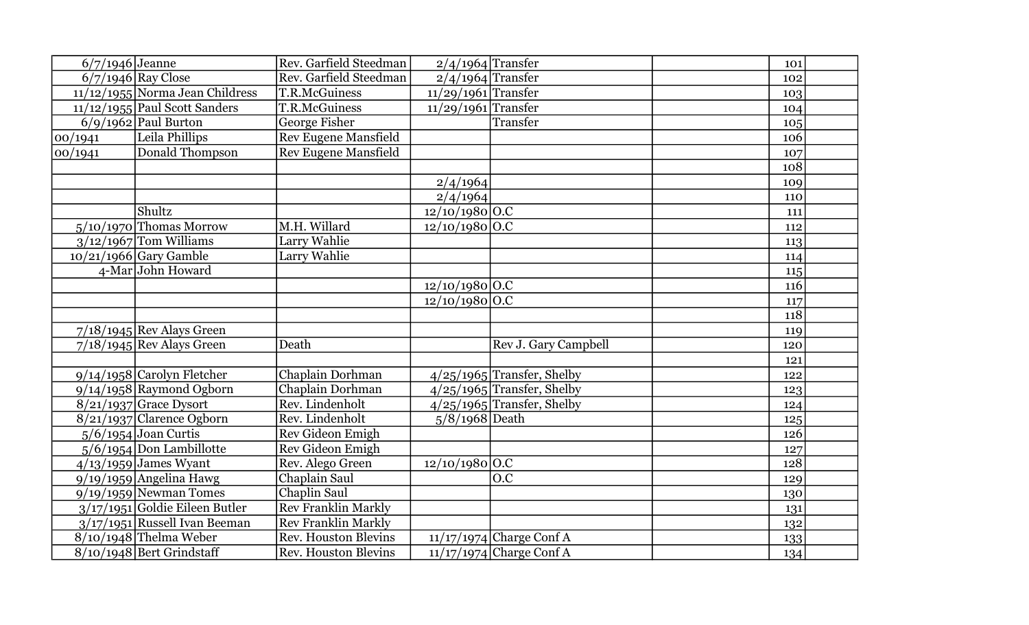| | | | | | | | |
|---|---|---|---|---|---|---|---|
| 6/7/1946 | Jeanne | Rev. Garfield Steedman | 2/4/1964 | Transfer | | 101 | |
| 6/7/1946 | Ray Close | Rev. Garfield Steedman | 2/4/1964 | Transfer | | 102 | |
| 11/12/1955 | Norma Jean Childress | T.R.McGuiness | 11/29/1961 | Transfer | | 103 | |
| 11/12/1955 | Paul Scott Sanders | T.R.McGuiness | 11/29/1961 | Transfer | | 104 | |
| 6/9/1962 | Paul Burton | George Fisher | | Transfer | | 105 | |
| 00/1941 | Leila Phillips | Rev Eugene Mansfield | | | | 106 | |
| 00/1941 | Donald Thompson | Rev Eugene Mansfield | | | | 107 | |
| | | | | | | 108 | |
| | | | 2/4/1964 | | | 109 | |
| | | | 2/4/1964 | | | 110 | |
| | Shultz | | 12/10/1980 | O.C | | 111 | |
| 5/10/1970 | Thomas Morrow | M.H. Willard | 12/10/1980 | O.C | | 112 | |
| 3/12/1967 | Tom Williams | Larry Wahlie | | | | 113 | |
| 10/21/1966 | Gary Gamble | Larry Wahlie | | | | 114 | |
| 4-Mar | John Howard | | | | | 115 | |
| | | | 12/10/1980 | O.C | | 116 | |
| | | | 12/10/1980 | O.C | | 117 | |
| | | | | | | 118 | |
| 7/18/1945 | Rev Alays Green | | | | | 119 | |
| 7/18/1945 | Rev Alays Green | Death | | Rev J. Gary Campbell | | 120 | |
| | | | | | | 121 | |
| 9/14/1958 | Carolyn Fletcher | Chaplain Dorhman | 4/25/1965 | Transfer, Shelby | | 122 | |
| 9/14/1958 | Raymond Ogborn | Chaplain Dorhman | 4/25/1965 | Transfer, Shelby | | 123 | |
| 8/21/1937 | Grace Dysort | Rev. Lindenholt | 4/25/1965 | Transfer, Shelby | | 124 | |
| 8/21/1937 | Clarence Ogborn | Rev. Lindenholt | 5/8/1968 | Death | | 125 | |
| 5/6/1954 | Joan Curtis | Rev Gideon Emigh | | | | 126 | |
| 5/6/1954 | Don Lambillotte | Rev Gideon Emigh | | | | 127 | |
| 4/13/1959 | James Wyant | Rev. Alego Green | 12/10/1980 | O.C | | 128 | |
| 9/19/1959 | Angelina Hawg | Chaplain Saul | | O.C | | 129 | |
| 9/19/1959 | Newman Tomes | Chaplin Saul | | | | 130 | |
| 3/17/1951 | Goldie Eileen Butler | Rev Franklin Markly | | | | 131 | |
| 3/17/1951 | Russell Ivan Beeman | Rev Franklin Markly | | | | 132 | |
| 8/10/1948 | Thelma Weber | Rev. Houston Blevins | 11/17/1974 | Charge Conf A | | 133 | |
| 8/10/1948 | Bert Grindstaff | Rev. Houston Blevins | 11/17/1974 | Charge Conf A | | 134 | |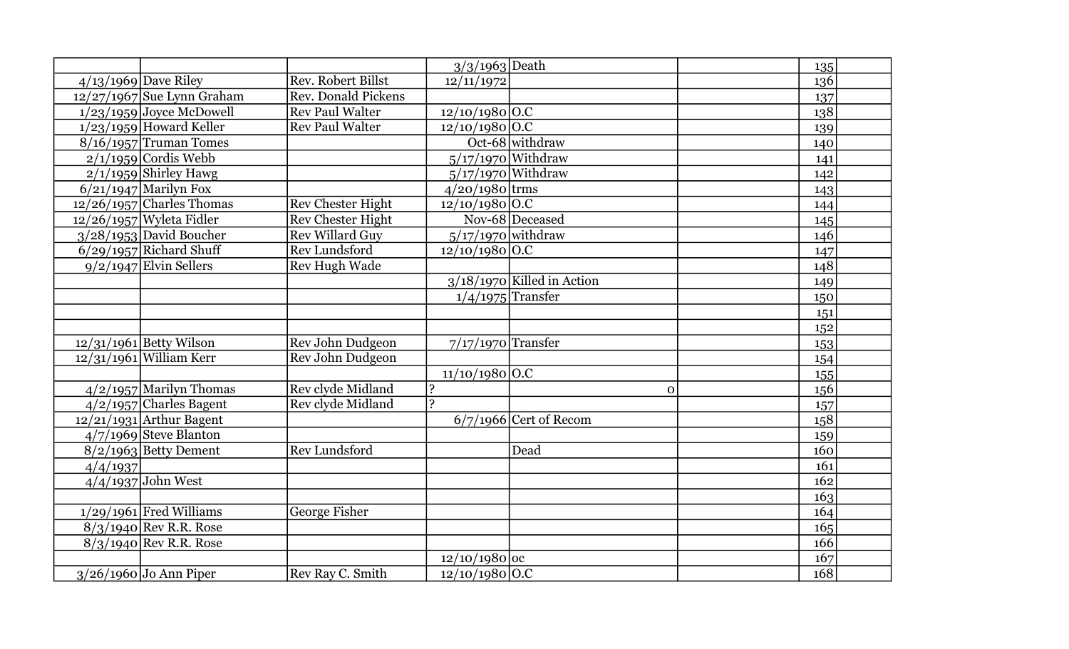| | | | | | | | |
|---|---|---|---|---|---|---|---|
| | | | 3/3/1963 | Death | | 135 | |
| 4/13/1969 | Dave Riley | Rev. Robert Billst | 12/11/1972 | | | 136 | |
| 12/27/1967 | Sue Lynn Graham | Rev. Donald Pickens | | | | 137 | |
| 1/23/1959 | Joyce McDowell | Rev Paul Walter | 12/10/1980 | O.C | | 138 | |
| 1/23/1959 | Howard Keller | Rev Paul Walter | 12/10/1980 | O.C | | 139 | |
| 8/16/1957 | Truman Tomes | | Oct-68 | withdraw | | 140 | |
| 2/1/1959 | Cordis Webb | | 5/17/1970 | Withdraw | | 141 | |
| 2/1/1959 | Shirley Hawg | | 5/17/1970 | Withdraw | | 142 | |
| 6/21/1947 | Marilyn Fox | | 4/20/1980 | trms | | 143 | |
| 12/26/1957 | Charles Thomas | Rev Chester Hight | 12/10/1980 | O.C | | 144 | |
| 12/26/1957 | Wyleta Fidler | Rev Chester Hight | Nov-68 | Deceased | | 145 | |
| 3/28/1953 | David Boucher | Rev Willard Guy | 5/17/1970 | withdraw | | 146 | |
| 6/29/1957 | Richard Shuff | Rev Lundsford | 12/10/1980 | O.C | | 147 | |
| 9/2/1947 | Elvin Sellers | Rev Hugh Wade | | | | 148 | |
| | | | 3/18/1970 | Killed in Action | | 149 | |
| | | | 1/4/1975 | Transfer | | 150 | |
| | | | | | | 151 | |
| | | | | | | 152 | |
| 12/31/1961 | Betty Wilson | Rev John Dudgeon | 7/17/1970 | Transfer | | 153 | |
| 12/31/1961 | William Kerr | Rev John Dudgeon | | | | 154 | |
| | | | 11/10/1980 | O.C | | 155 | |
| 4/2/1957 | Marilyn Thomas | Rev clyde Midland | ? | 0 | | 156 | |
| 4/2/1957 | Charles Bagent | Rev clyde Midland | ? | | | 157 | |
| 12/21/1931 | Arthur Bagent | | 6/7/1966 | Cert of Recom | | 158 | |
| 4/7/1969 | Steve Blanton | | | | | 159 | |
| 8/2/1963 | Betty Dement | Rev Lundsford | | Dead | | 160 | |
| 4/4/1937 | | | | | | 161 | |
| 4/4/1937 | John West | | | | | 162 | |
| | | | | | | 163 | |
| 1/29/1961 | Fred Williams | George Fisher | | | | 164 | |
| 8/3/1940 | Rev R.R. Rose | | | | | 165 | |
| 8/3/1940 | Rev R.R. Rose | | | | | 166 | |
| | | | 12/10/1980 | oc | | 167 | |
| 3/26/1960 | Jo Ann Piper | Rev Ray C. Smith | 12/10/1980 | O.C | | 168 | |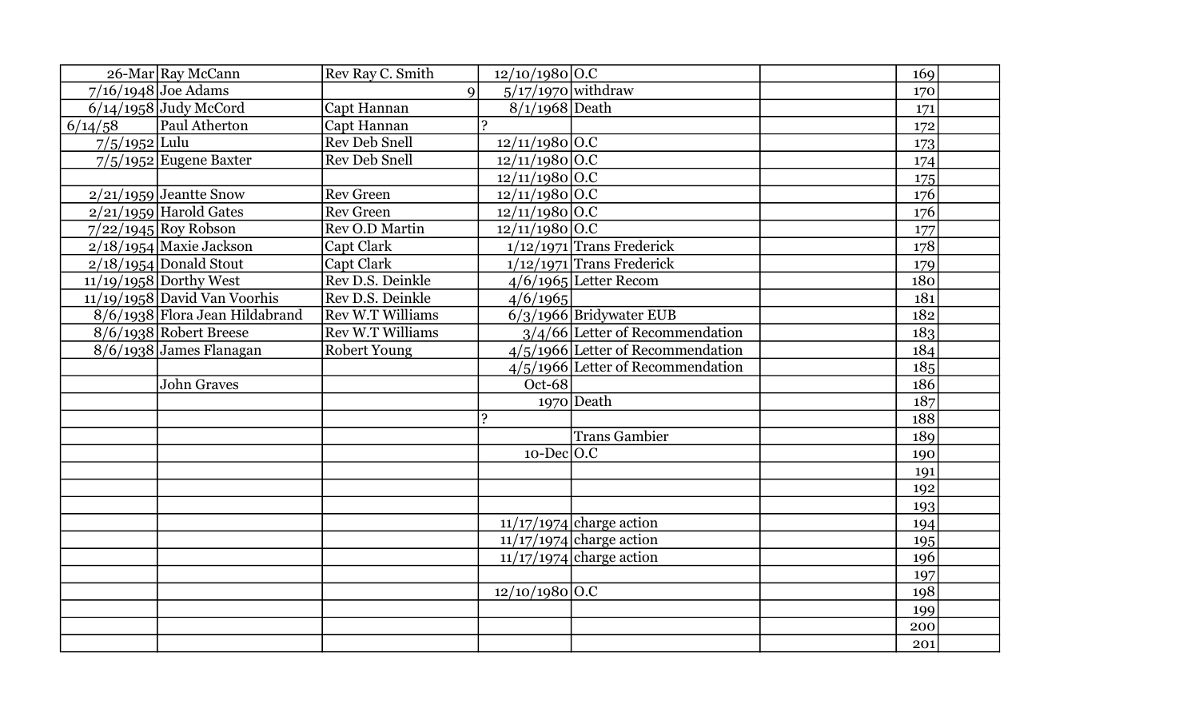| | | | | | | | |
|---|---|---|---|---|---|---|---|
| 26-Mar | Ray McCann | Rev Ray C. Smith | 12/10/1980 | O.C | | 169 | |
| 7/16/1948 | Joe Adams | 9 | 5/17/1970 | withdraw | | 170 | |
| 6/14/1958 | Judy McCord | Capt Hannan | 8/1/1968 | Death | | 171 | |
| 6/14/58 | Paul Atherton | Capt Hannan | ? | | | 172 | |
| 7/5/1952 | Lulu | Rev Deb Snell | 12/11/1980 | O.C | | 173 | |
| 7/5/1952 | Eugene Baxter | Rev Deb Snell | 12/11/1980 | O.C | | 174 | |
| | | | 12/11/1980 | O.C | | 175 | |
| 2/21/1959 | Jeantte Snow | Rev Green | 12/11/1980 | O.C | | 176 | |
| 2/21/1959 | Harold Gates | Rev Green | 12/11/1980 | O.C | | 176 | |
| 7/22/1945 | Roy Robson | Rev O.D Martin | 12/11/1980 | O.C | | 177 | |
| 2/18/1954 | Maxie Jackson | Capt Clark | 1/12/1971 | Trans Frederick | | 178 | |
| 2/18/1954 | Donald Stout | Capt Clark | 1/12/1971 | Trans Frederick | | 179 | |
| 11/19/1958 | Dorthy West | Rev D.S. Deinkle | 4/6/1965 | Letter Recom | | 180 | |
| 11/19/1958 | David Van Voorhis | Rev D.S. Deinkle | 4/6/1965 | | | 181 | |
| 8/6/1938 | Flora Jean Hildabrand | Rev W.T Williams | 6/3/1966 | Bridywater EUB | | 182 | |
| 8/6/1938 | Robert Breese | Rev W.T Williams | 3/4/66 | Letter of Recommendation | | 183 | |
| 8/6/1938 | James Flanagan | Robert Young | 4/5/1966 | Letter of Recommendation | | 184 | |
| | | | 4/5/1966 | Letter of Recommendation | | 185 | |
| | John Graves | | Oct-68 | | | 186 | |
| | | | 1970 | Death | | 187 | |
| | | | ? | | | 188 | |
| | | | | Trans Gambier | | 189 | |
| | | | 10-Dec | O.C | | 190 | |
| | | | | | | 191 | |
| | | | | | | 192 | |
| | | | | | | 193 | |
| | | | 11/17/1974 | charge action | | 194 | |
| | | | 11/17/1974 | charge action | | 195 | |
| | | | 11/17/1974 | charge action | | 196 | |
| | | | | | | 197 | |
| | | | 12/10/1980 | O.C | | 198 | |
| | | | | | | 199 | |
| | | | | | | 200 | |
| | | | | | | 201 | |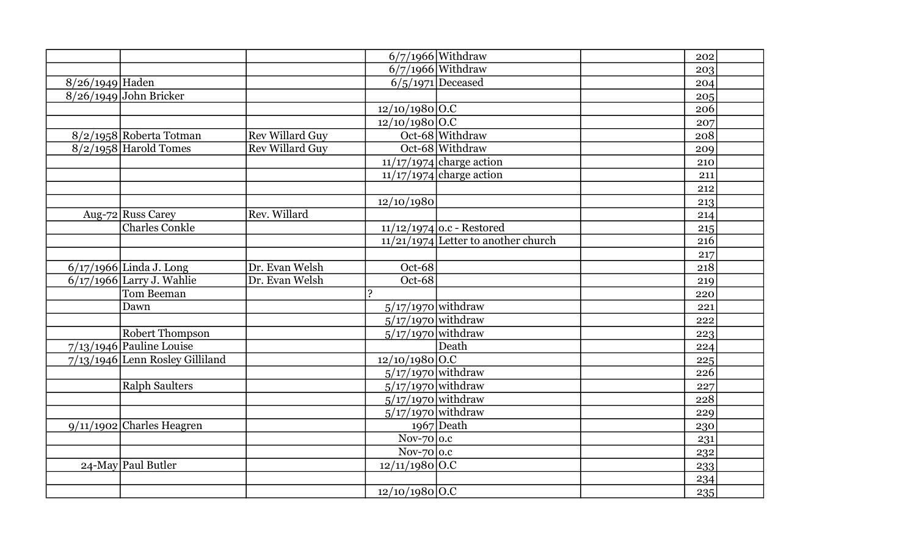| | | | | | | | |
|---|---|---|---|---|---|---|---|
| | | | 6/7/1966 | Withdraw | | 202 | |
| | | | 6/7/1966 | Withdraw | | 203 | |
| 8/26/1949 | Haden | | 6/5/1971 | Deceased | | 204 | |
| 8/26/1949 | John Bricker | | | | | 205 | |
| | | | 12/10/1980 | O.C | | 206 | |
| | | | 12/10/1980 | O.C | | 207 | |
| 8/2/1958 | Roberta Totman | Rev Willard Guy | Oct-68 | Withdraw | | 208 | |
| 8/2/1958 | Harold Tomes | Rev Willard Guy | Oct-68 | Withdraw | | 209 | |
| | | | 11/17/1974 | charge action | | 210 | |
| | | | 11/17/1974 | charge action | | 211 | |
| | | | | | | 212 | |
| | | | 12/10/1980 | | | 213 | |
| Aug-72 | Russ Carey | Rev. Willard | | | | 214 | |
| | Charles Conkle | | 11/12/1974 | o.c - Restored | | 215 | |
| | | | 11/21/1974 | Letter to another church | | 216 | |
| | | | | | | 217 | |
| 6/17/1966 | Linda J. Long | Dr. Evan Welsh | Oct-68 | | | 218 | |
| 6/17/1966 | Larry J. Wahlie | Dr. Evan Welsh | Oct-68 | | | 219 | |
| | Tom Beeman | | ? | | | 220 | |
| | Dawn | | 5/17/1970 | withdraw | | 221 | |
| | | | 5/17/1970 | withdraw | | 222 | |
| | Robert Thompson | | 5/17/1970 | withdraw | | 223 | |
| 7/13/1946 | Pauline Louise | | | Death | | 224 | |
| 7/13/1946 | Lenn Rosley Gilliland | | 12/10/1980 | O.C | | 225 | |
| | | | 5/17/1970 | withdraw | | 226 | |
| | Ralph Saulters | | 5/17/1970 | withdraw | | 227 | |
| | | | 5/17/1970 | withdraw | | 228 | |
| | | | 5/17/1970 | withdraw | | 229 | |
| 9/11/1902 | Charles Heagren | | 1967 | Death | | 230 | |
| | | | Nov-70 | o.c | | 231 | |
| | | | Nov-70 | o.c | | 232 | |
| 24-May | Paul Butler | | 12/11/1980 | O.C | | 233 | |
| | | | | | | 234 | |
| | | | 12/10/1980 | O.C | | 235 | |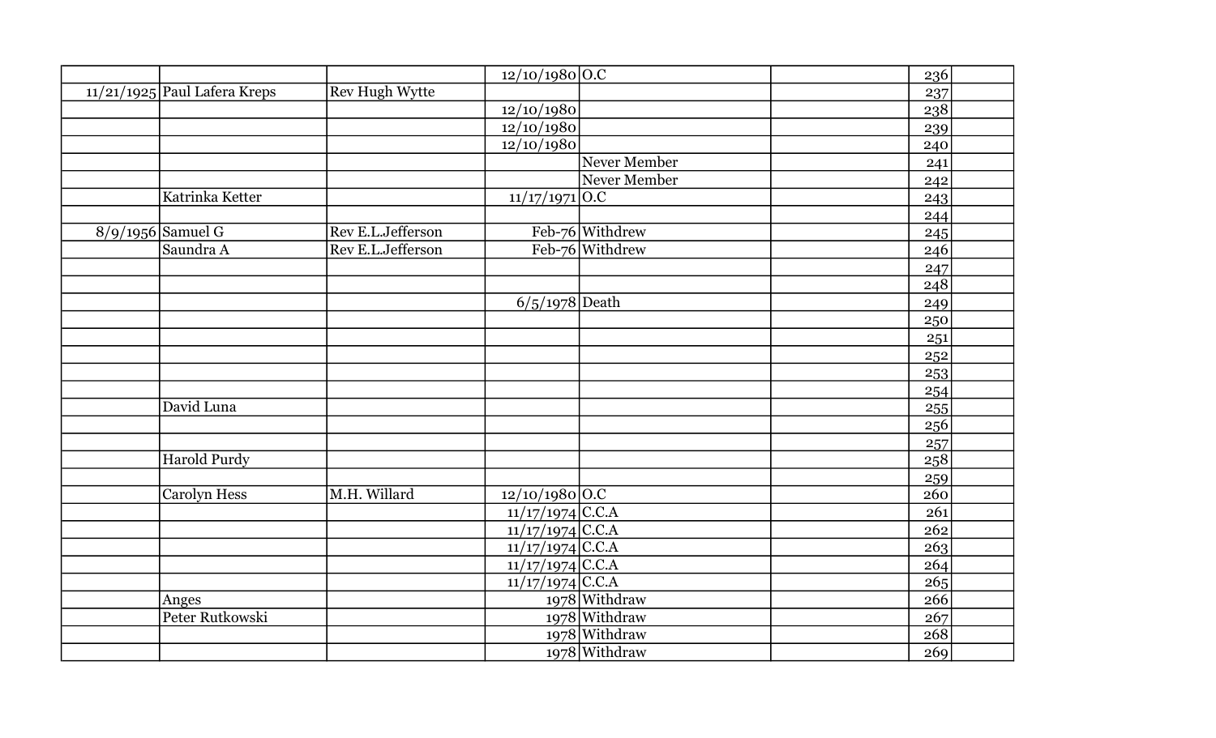|  |  |  |  |  |  |  |  |
|---|---|---|---|---|---|---|---|
|  |  |  | 12/10/1980 | O.C |  | 236 |  |
| 11/21/1925 | Paul Lafera Kreps | Rev Hugh Wytte |  |  |  | 237 |  |
|  |  |  | 12/10/1980 |  |  | 238 |  |
|  |  |  | 12/10/1980 |  |  | 239 |  |
|  |  |  | 12/10/1980 |  |  | 240 |  |
|  |  |  |  | Never Member |  | 241 |  |
|  |  |  |  | Never Member |  | 242 |  |
|  | Katrinka Ketter |  | 11/17/1971 | O.C |  | 243 |  |
|  |  |  |  |  |  | 244 |  |
| 8/9/1956 | Samuel G | Rev E.L.Jefferson | Feb-76 | Withdrew |  | 245 |  |
|  | Saundra A | Rev E.L.Jefferson | Feb-76 | Withdrew |  | 246 |  |
|  |  |  |  |  |  | 247 |  |
|  |  |  |  |  |  | 248 |  |
|  |  |  | 6/5/1978 | Death |  | 249 |  |
|  |  |  |  |  |  | 250 |  |
|  |  |  |  |  |  | 251 |  |
|  |  |  |  |  |  | 252 |  |
|  |  |  |  |  |  | 253 |  |
|  |  |  |  |  |  | 254 |  |
|  | David Luna |  |  |  |  | 255 |  |
|  |  |  |  |  |  | 256 |  |
|  |  |  |  |  |  | 257 |  |
|  | Harold Purdy |  |  |  |  | 258 |  |
|  |  |  |  |  |  | 259 |  |
|  | Carolyn Hess | M.H. Willard | 12/10/1980 | O.C |  | 260 |  |
|  |  |  | 11/17/1974 | C.C.A |  | 261 |  |
|  |  |  | 11/17/1974 | C.C.A |  | 262 |  |
|  |  |  | 11/17/1974 | C.C.A |  | 263 |  |
|  |  |  | 11/17/1974 | C.C.A |  | 264 |  |
|  |  |  | 11/17/1974 | C.C.A |  | 265 |  |
|  | Anges |  | 1978 | Withdraw |  | 266 |  |
|  | Peter Rutkowski |  | 1978 | Withdraw |  | 267 |  |
|  |  |  | 1978 | Withdraw |  | 268 |  |
|  |  |  | 1978 | Withdraw |  | 269 |  |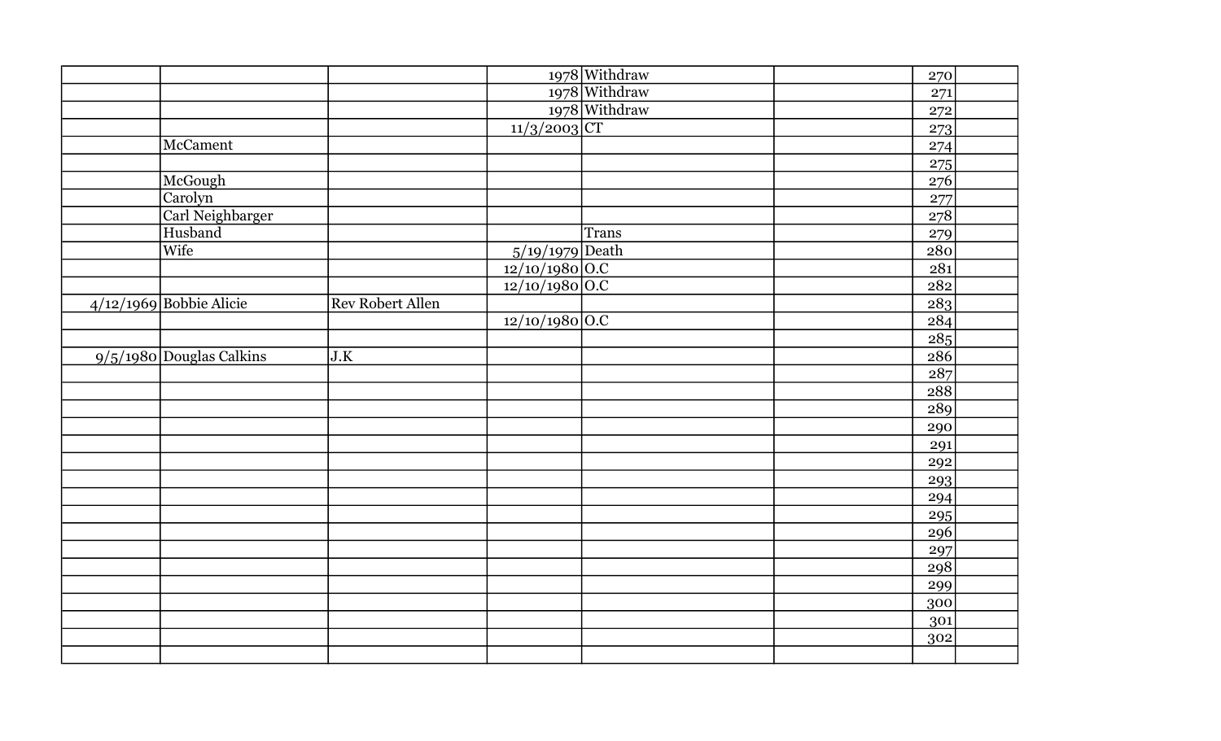| | | | | | | | |
|---|---|---|---|---|---|---|---|
| | | | 1978 | Withdraw | | 270 | |
| | | | 1978 | Withdraw | | 271 | |
| | | | 1978 | Withdraw | | 272 | |
| | | | 11/3/2003 | CT | | 273 | |
| | McCament | | | | | 274 | |
| | | | | | | 275 | |
| | McGough | | | | | 276 | |
| | Carolyn | | | | | 277 | |
| | Carl Neighbarger | | | | | 278 | |
| | Husband | | | Trans | | 279 | |
| | Wife | | 5/19/1979 | Death | | 280 | |
| | | | 12/10/1980 | O.C | | 281 | |
| | | | 12/10/1980 | O.C | | 282 | |
| 4/12/1969 | Bobbie Alicie | Rev Robert Allen | | | | 283 | |
| | | | 12/10/1980 | O.C | | 284 | |
| | | | | | | 285 | |
| 9/5/1980 | Douglas Calkins | J.K | | | | 286 | |
| | | | | | | 287 | |
| | | | | | | 288 | |
| | | | | | | 289 | |
| | | | | | | 290 | |
| | | | | | | 291 | |
| | | | | | | 292 | |
| | | | | | | 293 | |
| | | | | | | 294 | |
| | | | | | | 295 | |
| | | | | | | 296 | |
| | | | | | | 297 | |
| | | | | | | 298 | |
| | | | | | | 299 | |
| | | | | | | 300 | |
| | | | | | | 301 | |
| | | | | | | 302 | |
| | | | | | | | |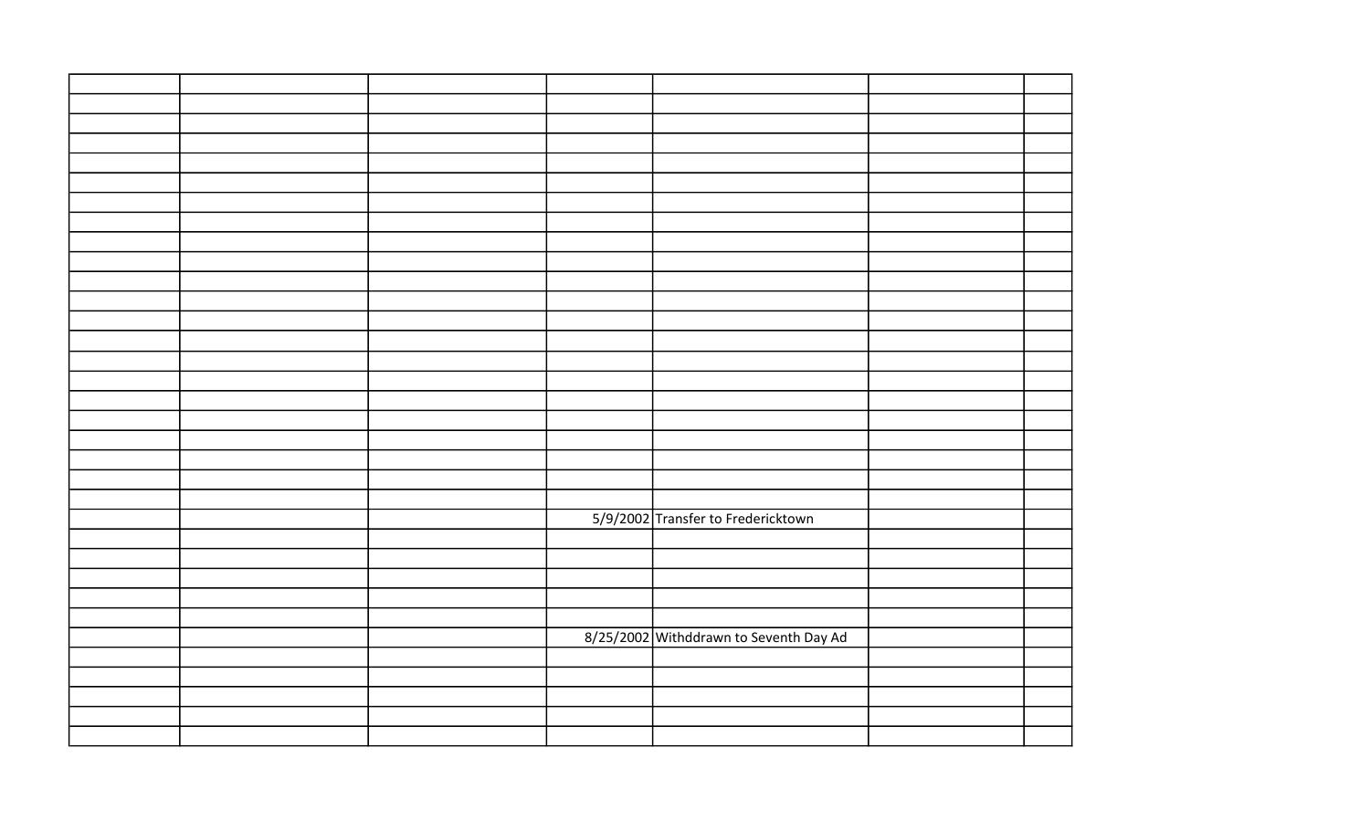| | | | | | | |
|---|---|---|---|---|---|---|
| | | | | | | |
| | | | | | | |
| | | | | | | |
| | | | | | | |
| | | | | | | |
| | | | | | | |
| | | | | | | |
| | | | | | | |
| | | | | | | |
| | | | | | | |
| | | | | | | |
| | | | | | | |
| | | | | | | |
| | | | | | | |
| | | | | | | |
| | | | | | | |
| | | | | | | |
| | | | | | | |
| | | | | | | |
| | | | | | | |
| | | | | | | |
| | | | 5/9/2002 | Transfer to Fredericktown | | |
| | | | | | | |
| | | | | | | |
| | | | | | | |
| | | | | | | |
| | | | | | | |
| | | | 8/25/2002 | Withddrawn to Seventh Day Ad | | |
| | | | | | | |
| | | | | | | |
| | | | | | | |
| | | | | | | |
| | | | | | | |